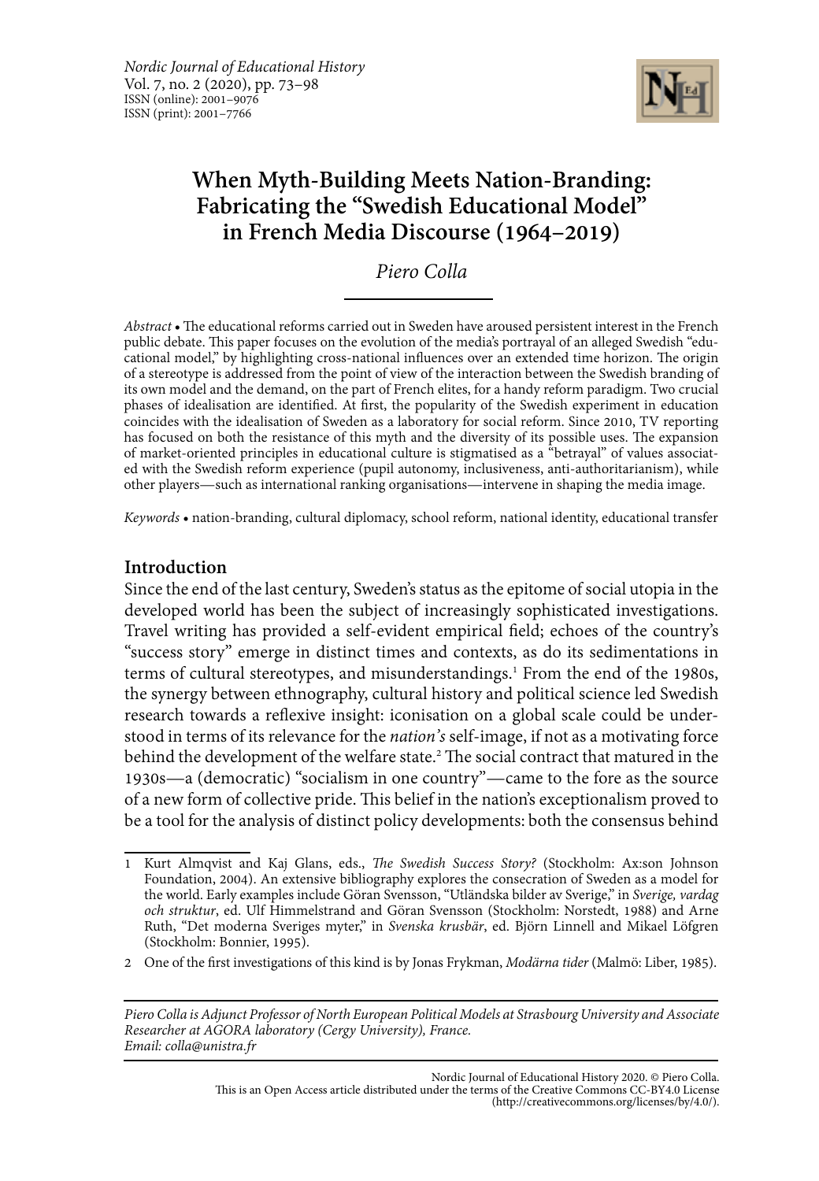# When Myth-Building Meets Nation-Branding: Fabricating the "Swedish Educational Model" in French Media Discourse (1964–2019)

*Piero Colla*

*Abstract* • The educational reforms carried out in Sweden have aroused persistent interest in the French public debate. This paper focuses on the evolution of the media's portrayal of an alleged Swedish "educational model," by highlighting cross-national influences over an extended time horizon. The origin of a stereotype is addressed from the point of view of the interaction between the Swedish branding of its own model and the demand, on the part of French elites, for a handy reform paradigm. Two crucial phases of idealisation are identified. At first, the popularity of the Swedish experiment in education coincides with the idealisation of Sweden as a laboratory for social reform. Since 2010, TV reporting has focused on both the resistance of this myth and the diversity of its possible uses. The expansion of market-oriented principles in educational culture is stigmatised as a "betrayal" of values associated with the Swedish reform experience (pupil autonomy, inclusiveness, anti-authoritarianism), while other players—such as international ranking organisations—intervene in shaping the media image.

*Keywords* • nation-branding, cultural diplomacy, school reform, national identity, educational transfer

## Introduction

Since the end of the last century, Sweden's status as the epitome of social utopia in the developed world has been the subject of increasingly sophisticated investigations. Travel writing has provided a self-evident empirical field; echoes of the country's "success story" emerge in distinct times and contexts, as do its sedimentations in terms of cultural stereotypes, and misunderstandings.[1] From the end of the 1980s, the synergy between ethnography, cultural history and political science led Swedish research towards a reflexive insight: iconisation on a global scale could be understood in terms of its relevance for the *nation's* self-image, if not as a motivating force behind the development of the welfare state.[2] The social contract that matured in the 1930s—a (democratic) "socialism in one country"—came to the fore as the source of a new form of collective pride. This belief in the nation's exceptionalism proved to be a tool for the analysis of distinct policy developments: both the consensus behind

---

1 Kurt Almqvist and Kaj Glans, eds., *The Swedish Success Story?* (Stockholm: Ax:son Johnson Foundation, 2004). An extensive bibliography explores the consecration of Sweden as a model for the world. Early examples include Göran Svensson, "Utländska bilder av Sverige," in *Sverige, vardag och struktur*, ed. Ulf Himmelstrand and Göran Svensson (Stockholm: Norstedt, 1988) and Arne Ruth, "Det moderna Sveriges myter," in *Svenska krusbär*, ed. Björn Linnell and Mikael Löfgren (Stockholm: Bonnier, 1995).

2 One of the first investigations of this kind is by Jonas Frykman, *Modärna tider* (Malmö: Liber, 1985).

*Piero Colla is Adjunct Professor of North European Political Models at Strasbourg University and Associate Researcher at AGORA laboratory (Cergy University), France.*
*Email: colla@unistra.fr*

Nordic Journal of Educational History 2020. © Piero Colla.
This is an Open Access article distributed under the terms of the Creative Commons CC-BY4.0 License (http://creativecommons.org/licenses/by/4.0/).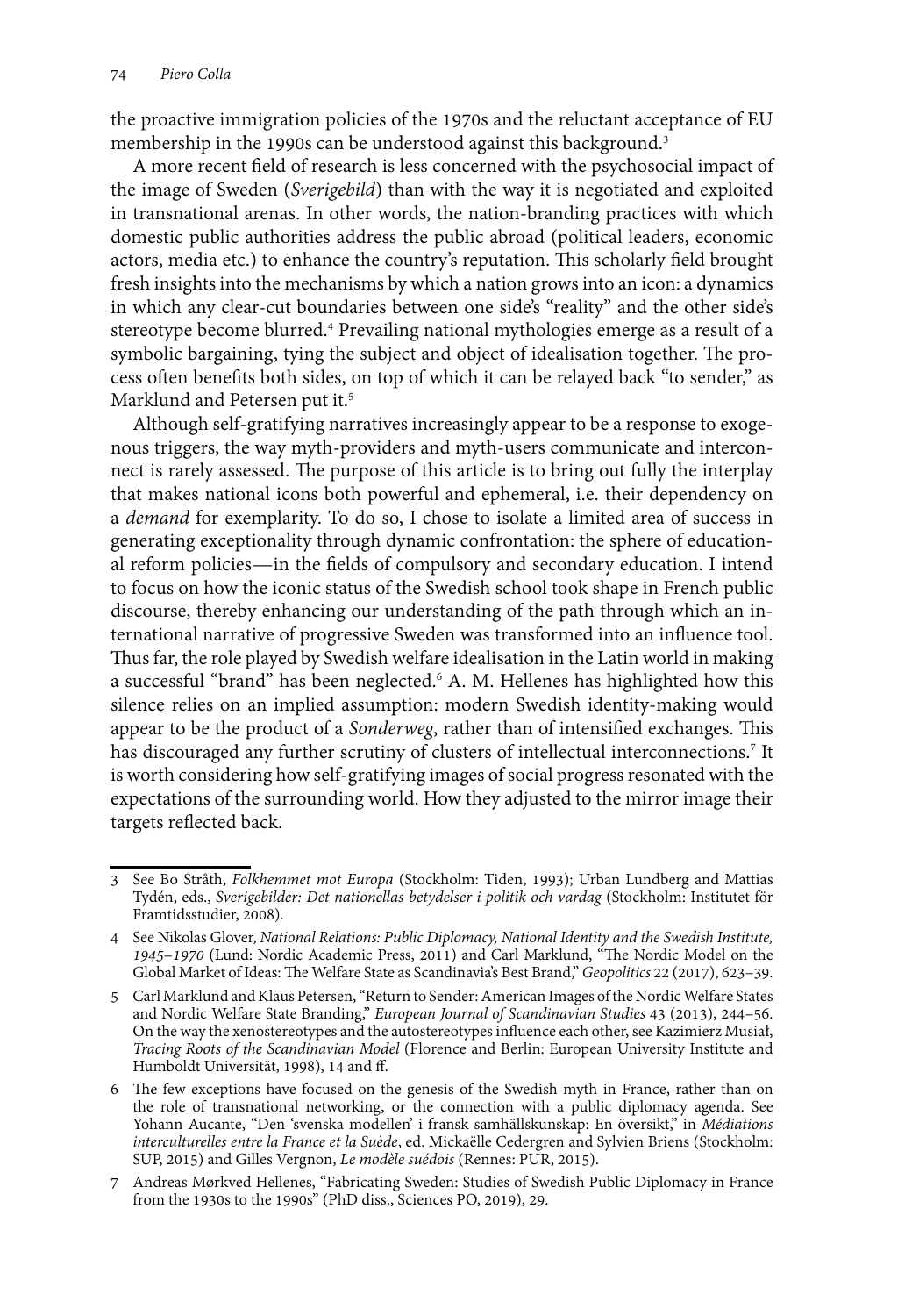the proactive immigration policies of the 1970s and the reluctant acceptance of EU membership in the 1990s can be understood against this background.[3]

A more recent field of research is less concerned with the psychosocial impact of the image of Sweden (*Sverigebild*) than with the way it is negotiated and exploited in transnational arenas. In other words, the nation-branding practices with which domestic public authorities address the public abroad (political leaders, economic actors, media etc.) to enhance the country's reputation. This scholarly field brought fresh insights into the mechanisms by which a nation grows into an icon: a dynamics in which any clear-cut boundaries between one side's "reality" and the other side's stereotype become blurred.[4] Prevailing national mythologies emerge as a result of a symbolic bargaining, tying the subject and object of idealisation together. The process often benefits both sides, on top of which it can be relayed back "to sender," as Marklund and Petersen put it.[5]

Although self-gratifying narratives increasingly appear to be a response to exogenous triggers, the way myth-providers and myth-users communicate and interconnect is rarely assessed. The purpose of this article is to bring out fully the interplay that makes national icons both powerful and ephemeral, i.e. their dependency on a *demand* for exemplarity. To do so, I chose to isolate a limited area of success in generating exceptionality through dynamic confrontation: the sphere of educational reform policies—in the fields of compulsory and secondary education. I intend to focus on how the iconic status of the Swedish school took shape in French public discourse, thereby enhancing our understanding of the path through which an international narrative of progressive Sweden was transformed into an influence tool. Thus far, the role played by Swedish welfare idealisation in the Latin world in making a successful "brand" has been neglected.[6] A. M. Hellenes has highlighted how this silence relies on an implied assumption: modern Swedish identity-making would appear to be the product of a *Sonderweg*, rather than of intensified exchanges. This has discouraged any further scrutiny of clusters of intellectual interconnections.[7] It is worth considering how self-gratifying images of social progress resonated with the expectations of the surrounding world. How they adjusted to the mirror image their targets reflected back.

---

3 See Bo Stråth, *Folkhemmet mot Europa* (Stockholm: Tiden, 1993); Urban Lundberg and Mattias Tydén, eds., *Sverigebilder: Det nationellas betydelser i politik och vardag* (Stockholm: Institutet för Framtidsstudier, 2008).

4 See Nikolas Glover, *National Relations: Public Diplomacy, National Identity and the Swedish Institute, 1945–1970* (Lund: Nordic Academic Press, 2011) and Carl Marklund, "The Nordic Model on the Global Market of Ideas: The Welfare State as Scandinavia's Best Brand," *Geopolitics* 22 (2017), 623–39.

5 Carl Marklund and Klaus Petersen, "Return to Sender: American Images of the Nordic Welfare States and Nordic Welfare State Branding," *European Journal of Scandinavian Studies* 43 (2013), 244–56. On the way the xenostereotypes and the autostereotypes influence each other, see Kazimierz Musiał, *Tracing Roots of the Scandinavian Model* (Florence and Berlin: European University Institute and Humboldt Universität, 1998), 14 and ff.

6 The few exceptions have focused on the genesis of the Swedish myth in France, rather than on the role of transnational networking, or the connection with a public diplomacy agenda. See Yohann Aucante, "Den 'svenska modellen' i fransk samhällskunskap: En översikt," in *Médiations interculturelles entre la France et la Suède*, ed. Mickaëlle Cedergren and Sylvien Briens (Stockholm: SUP, 2015) and Gilles Vergnon, *Le modèle suédois* (Rennes: PUR, 2015).

7 Andreas Mørkved Hellenes, "Fabricating Sweden: Studies of Swedish Public Diplomacy in France from the 1930s to the 1990s" (PhD diss., Sciences PO, 2019), 29.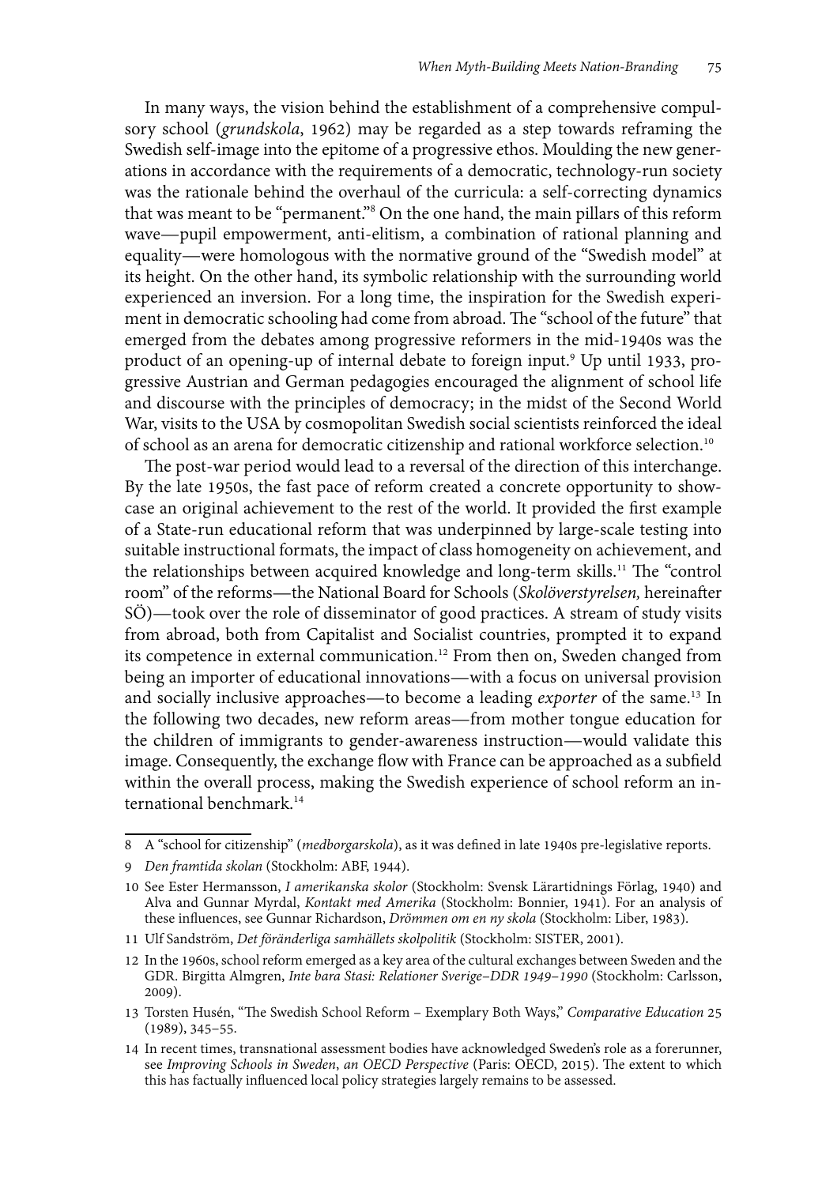In many ways, the vision behind the establishment of a comprehensive compulsory school (*grundskola*, 1962) may be regarded as a step towards reframing the Swedish self-image into the epitome of a progressive ethos. Moulding the new generations in accordance with the requirements of a democratic, technology-run society was the rationale behind the overhaul of the curricula: a self-correcting dynamics that was meant to be "permanent."[8] On the one hand, the main pillars of this reform wave—pupil empowerment, anti-elitism, a combination of rational planning and equality—were homologous with the normative ground of the "Swedish model" at its height. On the other hand, its symbolic relationship with the surrounding world experienced an inversion. For a long time, the inspiration for the Swedish experiment in democratic schooling had come from abroad. The "school of the future" that emerged from the debates among progressive reformers in the mid-1940s was the product of an opening-up of internal debate to foreign input.[9] Up until 1933, progressive Austrian and German pedagogies encouraged the alignment of school life and discourse with the principles of democracy; in the midst of the Second World War, visits to the USA by cosmopolitan Swedish social scientists reinforced the ideal of school as an arena for democratic citizenship and rational workforce selection.[10]

The post-war period would lead to a reversal of the direction of this interchange. By the late 1950s, the fast pace of reform created a concrete opportunity to showcase an original achievement to the rest of the world. It provided the first example of a State-run educational reform that was underpinned by large-scale testing into suitable instructional formats, the impact of class homogeneity on achievement, and the relationships between acquired knowledge and long-term skills.[11] The "control room" of the reforms—the National Board for Schools (*Skolöverstyrelsen,* hereinafter SÖ)—took over the role of disseminator of good practices. A stream of study visits from abroad, both from Capitalist and Socialist countries, prompted it to expand its competence in external communication.[12] From then on, Sweden changed from being an importer of educational innovations—with a focus on universal provision and socially inclusive approaches—to become a leading *exporter* of the same.[13] In the following two decades, new reform areas—from mother tongue education for the children of immigrants to gender-awareness instruction—would validate this image. Consequently, the exchange flow with France can be approached as a subfield within the overall process, making the Swedish experience of school reform an international benchmark.[14]

---

8 A "school for citizenship" (*medborgarskola*), as it was defined in late 1940s pre-legislative reports.

9 *Den framtida skolan* (Stockholm: ABF, 1944).

10 See Ester Hermansson, *I amerikanska skolor* (Stockholm: Svensk Lärartidnings Förlag, 1940) and Alva and Gunnar Myrdal, *Kontakt med Amerika* (Stockholm: Bonnier, 1941). For an analysis of these influences, see Gunnar Richardson, *Drömmen om en ny skola* (Stockholm: Liber, 1983).

11 Ulf Sandström, *Det föränderliga samhällets skolpolitik* (Stockholm: SISTER, 2001).

12 In the 1960s, school reform emerged as a key area of the cultural exchanges between Sweden and the GDR. Birgitta Almgren, *Inte bara Stasi: Relationer Sverige–DDR 1949–1990* (Stockholm: Carlsson, 2009).

13 Torsten Husén, "The Swedish School Reform – Exemplary Both Ways," *Comparative Education* 25 (1989), 345–55.

14 In recent times, transnational assessment bodies have acknowledged Sweden's role as a forerunner, see *Improving Schools in Sweden*, *an OECD Perspective* (Paris: OECD, 2015). The extent to which this has factually influenced local policy strategies largely remains to be assessed.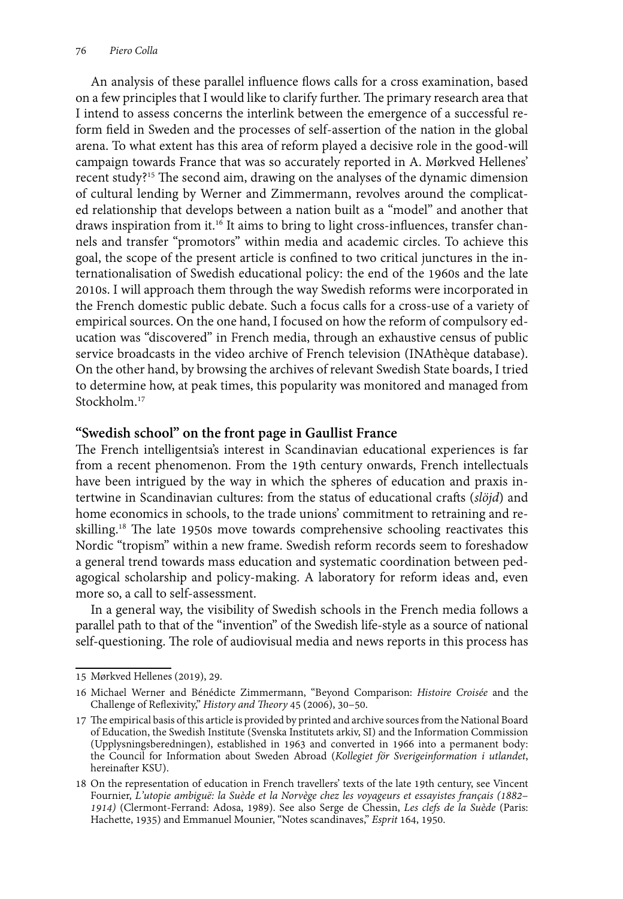An analysis of these parallel influence flows calls for a cross examination, based on a few principles that I would like to clarify further. The primary research area that I intend to assess concerns the interlink between the emergence of a successful reform field in Sweden and the processes of self-assertion of the nation in the global arena. To what extent has this area of reform played a decisive role in the good-will campaign towards France that was so accurately reported in A. Mørkved Hellenes' recent study?[15] The second aim, drawing on the analyses of the dynamic dimension of cultural lending by Werner and Zimmermann, revolves around the complicated relationship that develops between a nation built as a "model" and another that draws inspiration from it.[16] It aims to bring to light cross-influences, transfer channels and transfer "promotors" within media and academic circles. To achieve this goal, the scope of the present article is confined to two critical junctures in the internationalisation of Swedish educational policy: the end of the 1960s and the late 2010s. I will approach them through the way Swedish reforms were incorporated in the French domestic public debate. Such a focus calls for a cross-use of a variety of empirical sources. On the one hand, I focused on how the reform of compulsory education was "discovered" in French media, through an exhaustive census of public service broadcasts in the video archive of French television (INAthèque database). On the other hand, by browsing the archives of relevant Swedish State boards, I tried to determine how, at peak times, this popularity was monitored and managed from Stockholm.[17]

## "Swedish school" on the front page in Gaullist France

The French intelligentsia's interest in Scandinavian educational experiences is far from a recent phenomenon. From the 19th century onwards, French intellectuals have been intrigued by the way in which the spheres of education and praxis intertwine in Scandinavian cultures: from the status of educational crafts (*slöjd*) and home economics in schools, to the trade unions' commitment to retraining and reskilling.[18] The late 1950s move towards comprehensive schooling reactivates this Nordic "tropism" within a new frame. Swedish reform records seem to foreshadow a general trend towards mass education and systematic coordination between pedagogical scholarship and policy-making. A laboratory for reform ideas and, even more so, a call to self-assessment.

In a general way, the visibility of Swedish schools in the French media follows a parallel path to that of the "invention" of the Swedish life-style as a source of national self-questioning. The role of audiovisual media and news reports in this process has

---

15 Mørkved Hellenes (2019), 29.

16 Michael Werner and Bénédicte Zimmermann, "Beyond Comparison: *Histoire Croisée* and the Challenge of Reflexivity," *History and Theory* 45 (2006), 30–50.

17 The empirical basis of this article is provided by printed and archive sources from the National Board of Education, the Swedish Institute (Svenska Institutets arkiv, SI) and the Information Commission (Upplysningsberedningen), established in 1963 and converted in 1966 into a permanent body: the Council for Information about Sweden Abroad (*Kollegiet för Sverigeinformation i utlandet*, hereinafter KSU).

18 On the representation of education in French travellers' texts of the late 19th century, see Vincent Fournier, *L'utopie ambiguë: la Suède et la Norvège chez les voyageurs et essayistes français (1882–1914)* (Clermont-Ferrand: Adosa, 1989). See also Serge de Chessin, *Les clefs de la Suède* (Paris: Hachette, 1935) and Emmanuel Mounier, "Notes scandinaves," *Esprit* 164, 1950.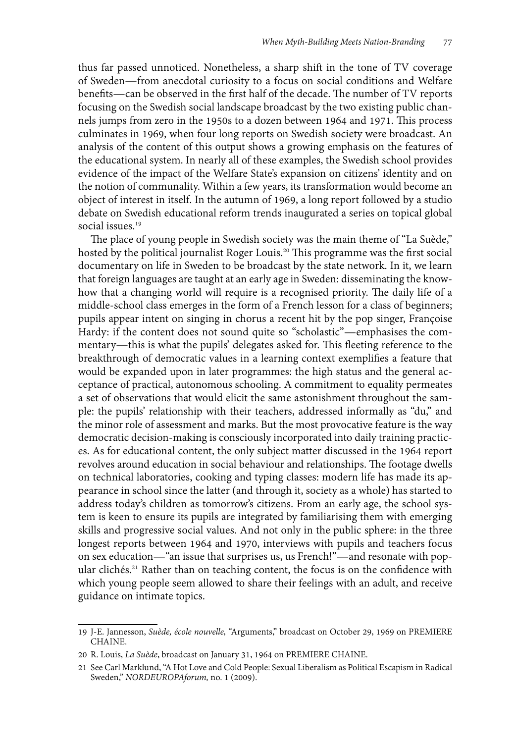thus far passed unnoticed. Nonetheless, a sharp shift in the tone of TV coverage of Sweden—from anecdotal curiosity to a focus on social conditions and Welfare benefits—can be observed in the first half of the decade. The number of TV reports focusing on the Swedish social landscape broadcast by the two existing public channels jumps from zero in the 1950s to a dozen between 1964 and 1971. This process culminates in 1969, when four long reports on Swedish society were broadcast. An analysis of the content of this output shows a growing emphasis on the features of the educational system. In nearly all of these examples, the Swedish school provides evidence of the impact of the Welfare State's expansion on citizens' identity and on the notion of communality. Within a few years, its transformation would become an object of interest in itself. In the autumn of 1969, a long report followed by a studio debate on Swedish educational reform trends inaugurated a series on topical global social issues.[19]

The place of young people in Swedish society was the main theme of "La Suède," hosted by the political journalist Roger Louis.[20] This programme was the first social documentary on life in Sweden to be broadcast by the state network. In it, we learn that foreign languages are taught at an early age in Sweden: disseminating the know-how that a changing world will require is a recognised priority. The daily life of a middle-school class emerges in the form of a French lesson for a class of beginners; pupils appear intent on singing in chorus a recent hit by the pop singer, Françoise Hardy: if the content does not sound quite so "scholastic"—emphasises the commentary—this is what the pupils' delegates asked for. This fleeting reference to the breakthrough of democratic values in a learning context exemplifies a feature that would be expanded upon in later programmes: the high status and the general acceptance of practical, autonomous schooling. A commitment to equality permeates a set of observations that would elicit the same astonishment throughout the sample: the pupils' relationship with their teachers, addressed informally as "du," and the minor role of assessment and marks. But the most provocative feature is the way democratic decision-making is consciously incorporated into daily training practices. As for educational content, the only subject matter discussed in the 1964 report revolves around education in social behaviour and relationships. The footage dwells on technical laboratories, cooking and typing classes: modern life has made its appearance in school since the latter (and through it, society as a whole) has started to address today's children as tomorrow's citizens. From an early age, the school system is keen to ensure its pupils are integrated by familiarising them with emerging skills and progressive social values. And not only in the public sphere: in the three longest reports between 1964 and 1970, interviews with pupils and teachers focus on sex education—"an issue that surprises us, us French!"—and resonate with popular clichés.[21] Rather than on teaching content, the focus is on the confidence with which young people seem allowed to share their feelings with an adult, and receive guidance on intimate topics.

---

19 J-E. Jannesson, *Suède, école nouvelle,* "Arguments," broadcast on October 29, 1969 on PREMIERE CHAINE.

20 R. Louis, *La Suède*, broadcast on January 31, 1964 on PREMIERE CHAINE.

21 See Carl Marklund, "A Hot Love and Cold People: Sexual Liberalism as Political Escapism in Radical Sweden," *NORDEUROPAforum,* no. 1 (2009).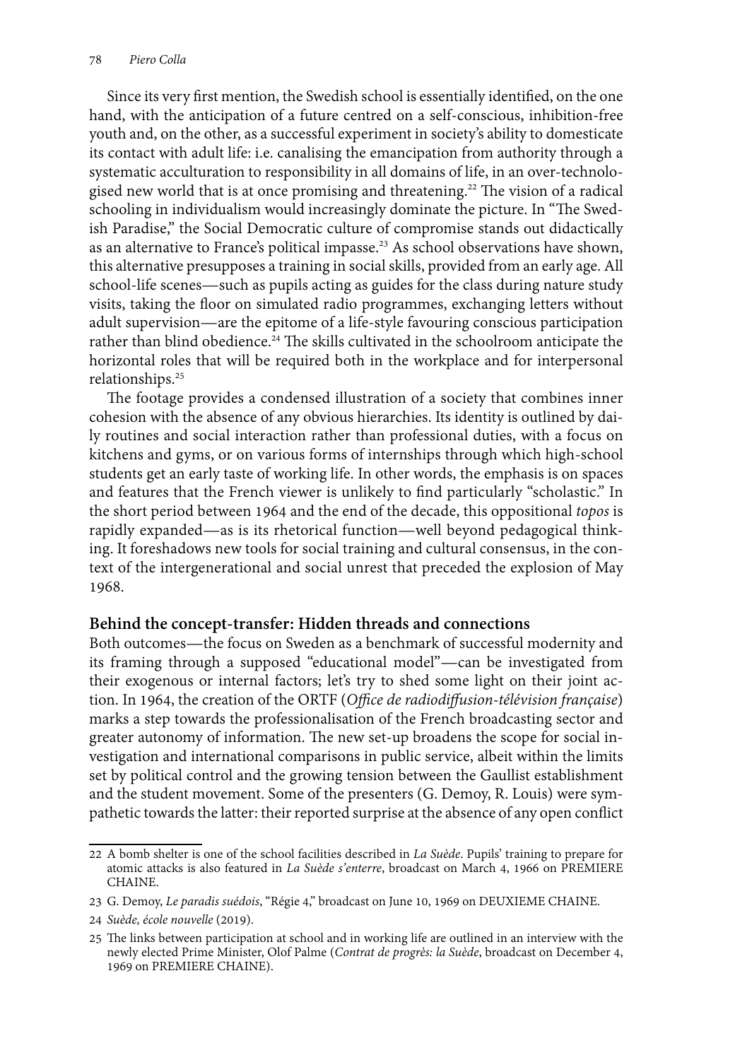Since its very first mention, the Swedish school is essentially identified, on the one hand, with the anticipation of a future centred on a self-conscious, inhibition-free youth and, on the other, as a successful experiment in society's ability to domesticate its contact with adult life: i.e. canalising the emancipation from authority through a systematic acculturation to responsibility in all domains of life, in an over-technologised new world that is at once promising and threatening.[22] The vision of a radical schooling in individualism would increasingly dominate the picture. In "The Swedish Paradise," the Social Democratic culture of compromise stands out didactically as an alternative to France's political impasse.[23] As school observations have shown, this alternative presupposes a training in social skills, provided from an early age. All school-life scenes—such as pupils acting as guides for the class during nature study visits, taking the floor on simulated radio programmes, exchanging letters without adult supervision—are the epitome of a life-style favouring conscious participation rather than blind obedience.[24] The skills cultivated in the schoolroom anticipate the horizontal roles that will be required both in the workplace and for interpersonal relationships.[25]

The footage provides a condensed illustration of a society that combines inner cohesion with the absence of any obvious hierarchies. Its identity is outlined by daily routines and social interaction rather than professional duties, with a focus on kitchens and gyms, or on various forms of internships through which high-school students get an early taste of working life. In other words, the emphasis is on spaces and features that the French viewer is unlikely to find particularly "scholastic." In the short period between 1964 and the end of the decade, this oppositional *topos* is rapidly expanded—as is its rhetorical function—well beyond pedagogical thinking. It foreshadows new tools for social training and cultural consensus, in the context of the intergenerational and social unrest that preceded the explosion of May 1968.

## Behind the concept-transfer: Hidden threads and connections

Both outcomes—the focus on Sweden as a benchmark of successful modernity and its framing through a supposed "educational model"—can be investigated from their exogenous or internal factors; let's try to shed some light on their joint action. In 1964, the creation of the ORTF (*Office de radiodiffusion-télévision française*) marks a step towards the professionalisation of the French broadcasting sector and greater autonomy of information. The new set-up broadens the scope for social investigation and international comparisons in public service, albeit within the limits set by political control and the growing tension between the Gaullist establishment and the student movement. Some of the presenters (G. Demoy, R. Louis) were sympathetic towards the latter: their reported surprise at the absence of any open conflict

22 A bomb shelter is one of the school facilities described in *La Suède*. Pupils' training to prepare for atomic attacks is also featured in *La Suède s'enterre*, broadcast on March 4, 1966 on PREMIERE CHAINE.

23 G. Demoy, *Le paradis suédois*, "Régie 4," broadcast on June 10, 1969 on DEUXIEME CHAINE.

24 *Suède, école nouvelle* (2019).

25 The links between participation at school and in working life are outlined in an interview with the newly elected Prime Minister, Olof Palme (*Contrat de progrès: la Suède*, broadcast on December 4, 1969 on PREMIERE CHAINE).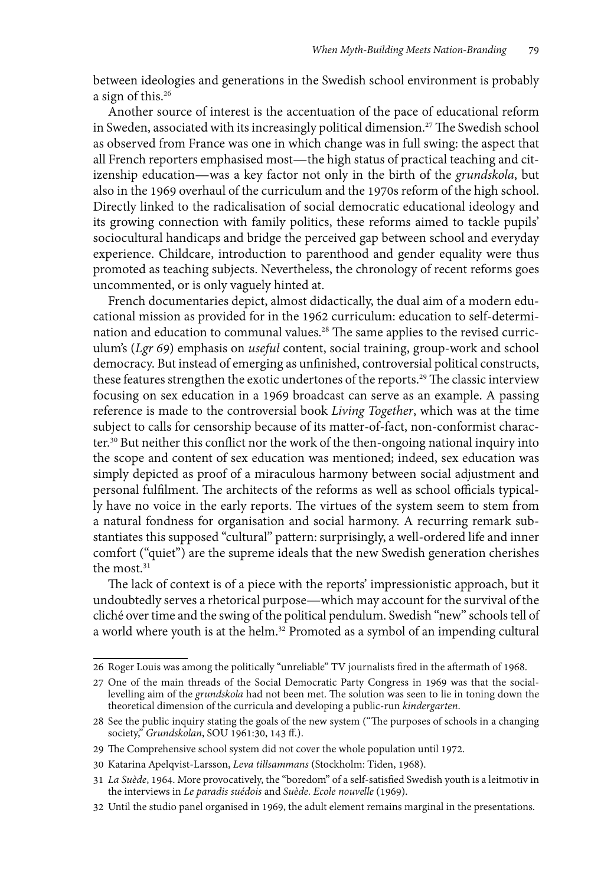between ideologies and generations in the Swedish school environment is probably a sign of this.[26]

Another source of interest is the accentuation of the pace of educational reform in Sweden, associated with its increasingly political dimension.[27] The Swedish school as observed from France was one in which change was in full swing: the aspect that all French reporters emphasised most—the high status of practical teaching and citizenship education—was a key factor not only in the birth of the *grundskola*, but also in the 1969 overhaul of the curriculum and the 1970s reform of the high school. Directly linked to the radicalisation of social democratic educational ideology and its growing connection with family politics, these reforms aimed to tackle pupils' sociocultural handicaps and bridge the perceived gap between school and everyday experience. Childcare, introduction to parenthood and gender equality were thus promoted as teaching subjects. Nevertheless, the chronology of recent reforms goes uncommented, or is only vaguely hinted at.

French documentaries depict, almost didactically, the dual aim of a modern educational mission as provided for in the 1962 curriculum: education to self-determination and education to communal values.[28] The same applies to the revised curriculum's (*Lgr 69*) emphasis on *useful* content, social training, group-work and school democracy. But instead of emerging as unfinished, controversial political constructs, these features strengthen the exotic undertones of the reports.[29] The classic interview focusing on sex education in a 1969 broadcast can serve as an example. A passing reference is made to the controversial book *Living Together*, which was at the time subject to calls for censorship because of its matter-of-fact, non-conformist character.[30] But neither this conflict nor the work of the then-ongoing national inquiry into the scope and content of sex education was mentioned; indeed, sex education was simply depicted as proof of a miraculous harmony between social adjustment and personal fulfilment. The architects of the reforms as well as school officials typically have no voice in the early reports. The virtues of the system seem to stem from a natural fondness for organisation and social harmony. A recurring remark substantiates this supposed "cultural" pattern: surprisingly, a well-ordered life and inner comfort ("quiet") are the supreme ideals that the new Swedish generation cherishes the most.[31]

The lack of context is of a piece with the reports' impressionistic approach, but it undoubtedly serves a rhetorical purpose—which may account for the survival of the cliché over time and the swing of the political pendulum. Swedish "new" schools tell of a world where youth is at the helm.[32] Promoted as a symbol of an impending cultural

---

26 Roger Louis was among the politically "unreliable" TV journalists fired in the aftermath of 1968.

27 One of the main threads of the Social Democratic Party Congress in 1969 was that the social-levelling aim of the *grundskola* had not been met. The solution was seen to lie in toning down the theoretical dimension of the curricula and developing a public-run *kindergarten*.

28 See the public inquiry stating the goals of the new system ("The purposes of schools in a changing society," *Grundskolan*, SOU 1961:30, 143 ff.).

29 The Comprehensive school system did not cover the whole population until 1972.

30 Katarina Apelqvist-Larsson, *Leva tillsammans* (Stockholm: Tiden, 1968).

31 *La Suède*, 1964. More provocatively, the "boredom" of a self-satisfied Swedish youth is a leitmotiv in the interviews in *Le paradis suédois* and *Suède. Ecole nouvelle* (1969).

32 Until the studio panel organised in 1969, the adult element remains marginal in the presentations.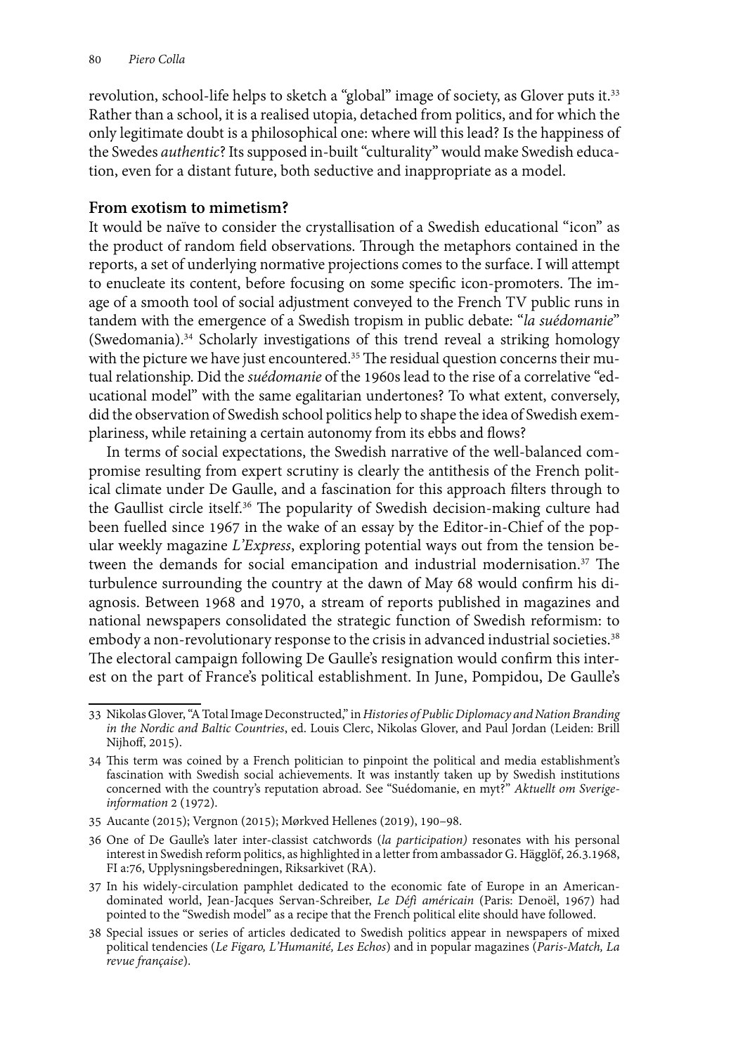revolution, school-life helps to sketch a "global" image of society, as Glover puts it.[33] Rather than a school, it is a realised utopia, detached from politics, and for which the only legitimate doubt is a philosophical one: where will this lead? Is the happiness of the Swedes *authentic*? Its supposed in-built "culturality" would make Swedish education, even for a distant future, both seductive and inappropriate as a model.

## From exotism to mimetism?

It would be naïve to consider the crystallisation of a Swedish educational "icon" as the product of random field observations. Through the metaphors contained in the reports, a set of underlying normative projections comes to the surface. I will attempt to enucleate its content, before focusing on some specific icon-promoters. The image of a smooth tool of social adjustment conveyed to the French TV public runs in tandem with the emergence of a Swedish tropism in public debate: "*la suédomanie*" (Swedomania).[34] Scholarly investigations of this trend reveal a striking homology with the picture we have just encountered.[35] The residual question concerns their mutual relationship. Did the *suédomanie* of the 1960s lead to the rise of a correlative "educational model" with the same egalitarian undertones? To what extent, conversely, did the observation of Swedish school politics help to shape the idea of Swedish exemplariness, while retaining a certain autonomy from its ebbs and flows?

In terms of social expectations, the Swedish narrative of the well-balanced compromise resulting from expert scrutiny is clearly the antithesis of the French political climate under De Gaulle, and a fascination for this approach filters through to the Gaullist circle itself.[36] The popularity of Swedish decision-making culture had been fuelled since 1967 in the wake of an essay by the Editor-in-Chief of the popular weekly magazine *L'Express*, exploring potential ways out from the tension between the demands for social emancipation and industrial modernisation.[37] The turbulence surrounding the country at the dawn of May 68 would confirm his diagnosis. Between 1968 and 1970, a stream of reports published in magazines and national newspapers consolidated the strategic function of Swedish reformism: to embody a non-revolutionary response to the crisis in advanced industrial societies.[38] The electoral campaign following De Gaulle's resignation would confirm this interest on the part of France's political establishment. In June, Pompidou, De Gaulle's

---

33 Nikolas Glover, "A Total Image Deconstructed," in *Histories of Public Diplomacy and Nation Branding in the Nordic and Baltic Countries*, ed. Louis Clerc, Nikolas Glover, and Paul Jordan (Leiden: Brill Nijhoff, 2015).

34 This term was coined by a French politician to pinpoint the political and media establishment's fascination with Swedish social achievements. It was instantly taken up by Swedish institutions concerned with the country's reputation abroad. See "Suédomanie, en myt?" *Aktuellt om Sverige-information* 2 (1972).

35 Aucante (2015); Vergnon (2015); Mørkved Hellenes (2019), 190–98.

36 One of De Gaulle's later inter-classist catchwords (*la participation)* resonates with his personal interest in Swedish reform politics, as highlighted in a letter from ambassador G. Hägglöf, 26.3.1968, FI a:76, Upplysningsberedningen, Riksarkivet (RA).

37 In his widely-circulation pamphlet dedicated to the economic fate of Europe in an American-dominated world, Jean-Jacques Servan-Schreiber, *Le Défi américain* (Paris: Denoël, 1967) had pointed to the "Swedish model" as a recipe that the French political elite should have followed.

38 Special issues or series of articles dedicated to Swedish politics appear in newspapers of mixed political tendencies (*Le Figaro, L'Humanité, Les Echos*) and in popular magazines (*Paris-Match, La revue française*).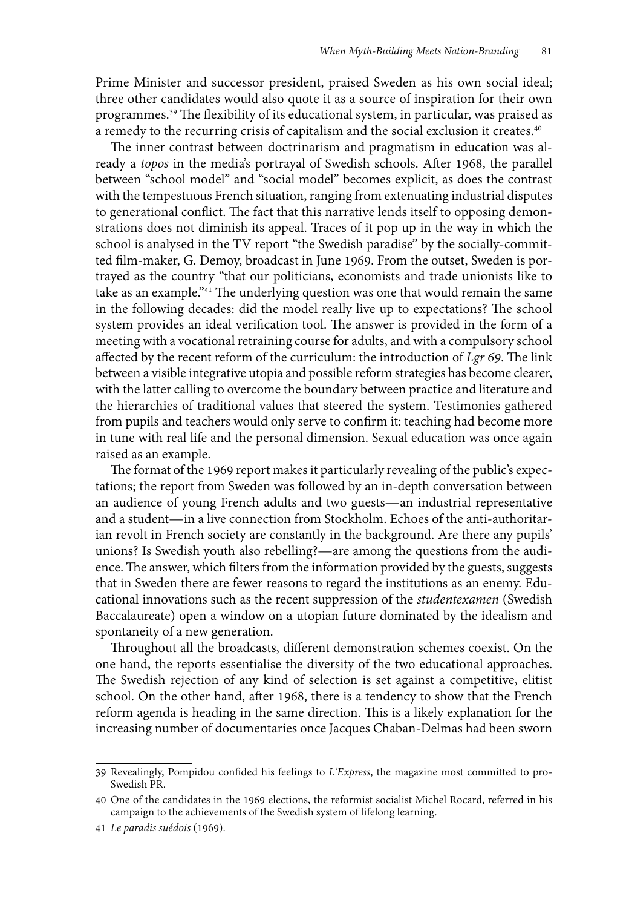Prime Minister and successor president, praised Sweden as his own social ideal; three other candidates would also quote it as a source of inspiration for their own programmes.[39] The flexibility of its educational system, in particular, was praised as a remedy to the recurring crisis of capitalism and the social exclusion it creates.[40]

The inner contrast between doctrinarism and pragmatism in education was already a *topos* in the media's portrayal of Swedish schools. After 1968, the parallel between "school model" and "social model" becomes explicit, as does the contrast with the tempestuous French situation, ranging from extenuating industrial disputes to generational conflict. The fact that this narrative lends itself to opposing demonstrations does not diminish its appeal. Traces of it pop up in the way in which the school is analysed in the TV report "the Swedish paradise" by the socially-committed film-maker, G. Demoy, broadcast in June 1969. From the outset, Sweden is portrayed as the country "that our politicians, economists and trade unionists like to take as an example."[41] The underlying question was one that would remain the same in the following decades: did the model really live up to expectations? The school system provides an ideal verification tool. The answer is provided in the form of a meeting with a vocational retraining course for adults, and with a compulsory school affected by the recent reform of the curriculum: the introduction of *Lgr 69*. The link between a visible integrative utopia and possible reform strategies has become clearer, with the latter calling to overcome the boundary between practice and literature and the hierarchies of traditional values that steered the system. Testimonies gathered from pupils and teachers would only serve to confirm it: teaching had become more in tune with real life and the personal dimension. Sexual education was once again raised as an example.

The format of the 1969 report makes it particularly revealing of the public's expectations; the report from Sweden was followed by an in-depth conversation between an audience of young French adults and two guests—an industrial representative and a student—in a live connection from Stockholm. Echoes of the anti-authoritarian revolt in French society are constantly in the background. Are there any pupils' unions? Is Swedish youth also rebelling?—are among the questions from the audience. The answer, which filters from the information provided by the guests, suggests that in Sweden there are fewer reasons to regard the institutions as an enemy. Educational innovations such as the recent suppression of the *studentexamen* (Swedish Baccalaureate) open a window on a utopian future dominated by the idealism and spontaneity of a new generation.

Throughout all the broadcasts, different demonstration schemes coexist. On the one hand, the reports essentialise the diversity of the two educational approaches. The Swedish rejection of any kind of selection is set against a competitive, elitist school. On the other hand, after 1968, there is a tendency to show that the French reform agenda is heading in the same direction. This is a likely explanation for the increasing number of documentaries once Jacques Chaban-Delmas had been sworn

39 Revealingly, Pompidou confided his feelings to *L'Express*, the magazine most committed to pro-Swedish PR.

40 One of the candidates in the 1969 elections, the reformist socialist Michel Rocard, referred in his campaign to the achievements of the Swedish system of lifelong learning.

41 *Le paradis suédois* (1969).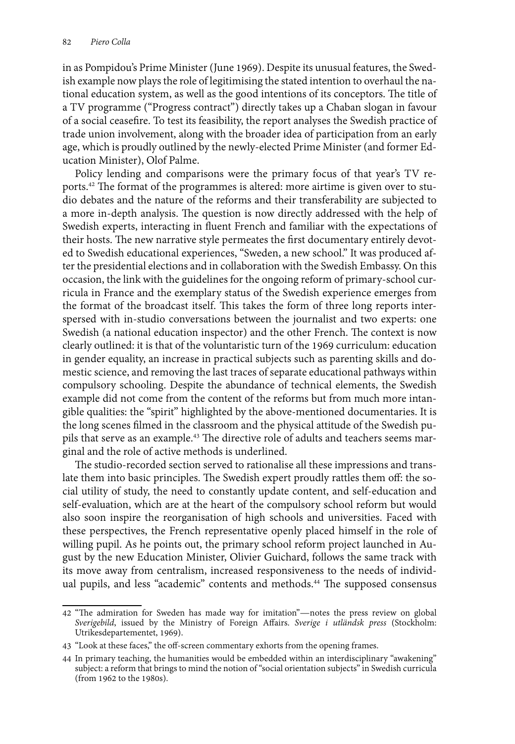in as Pompidou's Prime Minister (June 1969). Despite its unusual features, the Swedish example now plays the role of legitimising the stated intention to overhaul the national education system, as well as the good intentions of its conceptors. The title of a TV programme ("Progress contract") directly takes up a Chaban slogan in favour of a social ceasefire. To test its feasibility, the report analyses the Swedish practice of trade union involvement, along with the broader idea of participation from an early age, which is proudly outlined by the newly-elected Prime Minister (and former Education Minister), Olof Palme.

Policy lending and comparisons were the primary focus of that year's TV reports.[42] The format of the programmes is altered: more airtime is given over to studio debates and the nature of the reforms and their transferability are subjected to a more in-depth analysis. The question is now directly addressed with the help of Swedish experts, interacting in fluent French and familiar with the expectations of their hosts. The new narrative style permeates the first documentary entirely devoted to Swedish educational experiences, "Sweden, a new school." It was produced after the presidential elections and in collaboration with the Swedish Embassy. On this occasion, the link with the guidelines for the ongoing reform of primary-school curricula in France and the exemplary status of the Swedish experience emerges from the format of the broadcast itself. This takes the form of three long reports interspersed with in-studio conversations between the journalist and two experts: one Swedish (a national education inspector) and the other French. The context is now clearly outlined: it is that of the voluntaristic turn of the 1969 curriculum: education in gender equality, an increase in practical subjects such as parenting skills and domestic science, and removing the last traces of separate educational pathways within compulsory schooling. Despite the abundance of technical elements, the Swedish example did not come from the content of the reforms but from much more intangible qualities: the "spirit" highlighted by the above-mentioned documentaries. It is the long scenes filmed in the classroom and the physical attitude of the Swedish pupils that serve as an example.[43] The directive role of adults and teachers seems marginal and the role of active methods is underlined.

The studio-recorded section served to rationalise all these impressions and translate them into basic principles. The Swedish expert proudly rattles them off: the social utility of study, the need to constantly update content, and self-education and self-evaluation, which are at the heart of the compulsory school reform but would also soon inspire the reorganisation of high schools and universities. Faced with these perspectives, the French representative openly placed himself in the role of willing pupil. As he points out, the primary school reform project launched in August by the new Education Minister, Olivier Guichard, follows the same track with its move away from centralism, increased responsiveness to the needs of individual pupils, and less "academic" contents and methods.[44] The supposed consensus

---

42 "The admiration for Sweden has made way for imitation"—notes the press review on global *Sverigebild*, issued by the Ministry of Foreign Affairs. *Sverige i utländsk press* (Stockholm: Utrikesdepartementet, 1969).

43 "Look at these faces," the off-screen commentary exhorts from the opening frames.

44 In primary teaching, the humanities would be embedded within an interdisciplinary "awakening" subject: a reform that brings to mind the notion of "social orientation subjects" in Swedish curricula (from 1962 to the 1980s).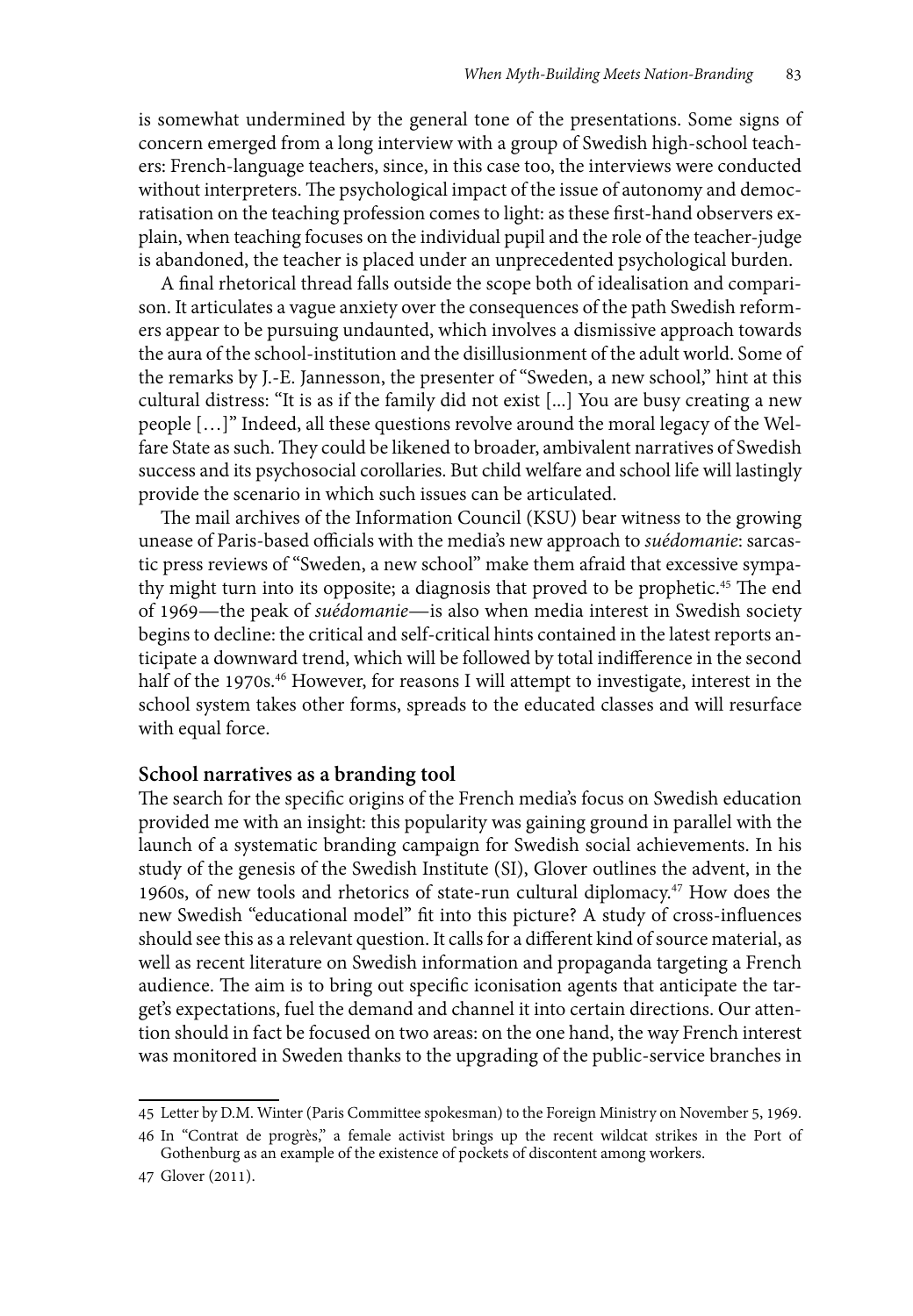is somewhat undermined by the general tone of the presentations. Some signs of concern emerged from a long interview with a group of Swedish high-school teachers: French-language teachers, since, in this case too, the interviews were conducted without interpreters. The psychological impact of the issue of autonomy and democratisation on the teaching profession comes to light: as these first-hand observers explain, when teaching focuses on the individual pupil and the role of the teacher-judge is abandoned, the teacher is placed under an unprecedented psychological burden.

A final rhetorical thread falls outside the scope both of idealisation and comparison. It articulates a vague anxiety over the consequences of the path Swedish reformers appear to be pursuing undaunted, which involves a dismissive approach towards the aura of the school-institution and the disillusionment of the adult world. Some of the remarks by J.-E. Jannesson, the presenter of "Sweden, a new school," hint at this cultural distress: "It is as if the family did not exist [...] You are busy creating a new people […]" Indeed, all these questions revolve around the moral legacy of the Welfare State as such. They could be likened to broader, ambivalent narratives of Swedish success and its psychosocial corollaries. But child welfare and school life will lastingly provide the scenario in which such issues can be articulated.

The mail archives of the Information Council (KSU) bear witness to the growing unease of Paris-based officials with the media's new approach to *suédomanie*: sarcastic press reviews of "Sweden, a new school" make them afraid that excessive sympathy might turn into its opposite; a diagnosis that proved to be prophetic.[45] The end of 1969—the peak of *suédomanie*—is also when media interest in Swedish society begins to decline: the critical and self-critical hints contained in the latest reports anticipate a downward trend, which will be followed by total indifference in the second half of the 1970s.[46] However, for reasons I will attempt to investigate, interest in the school system takes other forms, spreads to the educated classes and will resurface with equal force.

## School narratives as a branding tool

The search for the specific origins of the French media's focus on Swedish education provided me with an insight: this popularity was gaining ground in parallel with the launch of a systematic branding campaign for Swedish social achievements. In his study of the genesis of the Swedish Institute (SI), Glover outlines the advent, in the 1960s, of new tools and rhetorics of state-run cultural diplomacy.[47] How does the new Swedish "educational model" fit into this picture? A study of cross-influences should see this as a relevant question. It calls for a different kind of source material, as well as recent literature on Swedish information and propaganda targeting a French audience. The aim is to bring out specific iconisation agents that anticipate the target's expectations, fuel the demand and channel it into certain directions. Our attention should in fact be focused on two areas: on the one hand, the way French interest was monitored in Sweden thanks to the upgrading of the public-service branches in

45 Letter by D.M. Winter (Paris Committee spokesman) to the Foreign Ministry on November 5, 1969.

46 In "Contrat de progrès," a female activist brings up the recent wildcat strikes in the Port of Gothenburg as an example of the existence of pockets of discontent among workers.

47 Glover (2011).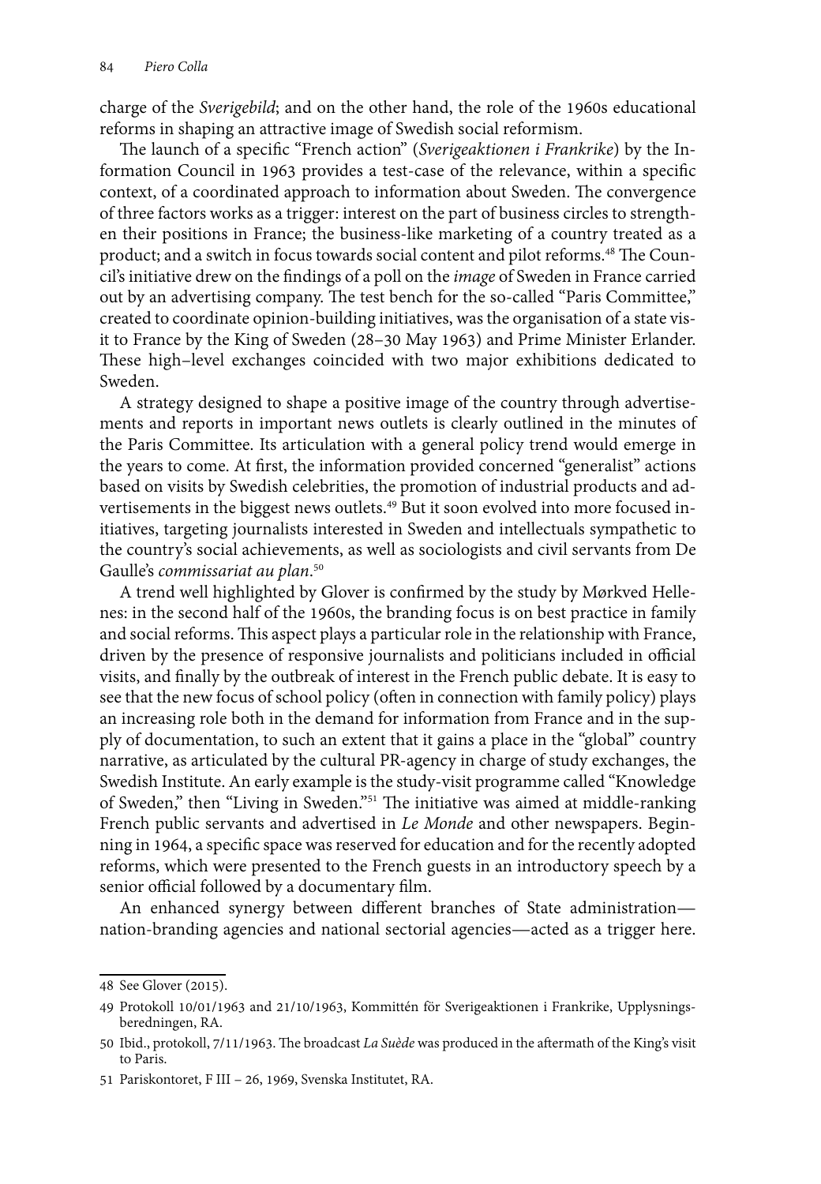charge of the *Sverigebild*; and on the other hand, the role of the 1960s educational reforms in shaping an attractive image of Swedish social reformism.

The launch of a specific "French action" (*Sverigeaktionen i Frankrike*) by the Information Council in 1963 provides a test-case of the relevance, within a specific context, of a coordinated approach to information about Sweden. The convergence of three factors works as a trigger: interest on the part of business circles to strengthen their positions in France; the business-like marketing of a country treated as a product; and a switch in focus towards social content and pilot reforms.[48] The Council's initiative drew on the findings of a poll on the *image* of Sweden in France carried out by an advertising company. The test bench for the so-called "Paris Committee," created to coordinate opinion-building initiatives, was the organisation of a state visit to France by the King of Sweden (28–30 May 1963) and Prime Minister Erlander. These high–level exchanges coincided with two major exhibitions dedicated to Sweden.

A strategy designed to shape a positive image of the country through advertisements and reports in important news outlets is clearly outlined in the minutes of the Paris Committee. Its articulation with a general policy trend would emerge in the years to come. At first, the information provided concerned "generalist" actions based on visits by Swedish celebrities, the promotion of industrial products and advertisements in the biggest news outlets.[49] But it soon evolved into more focused initiatives, targeting journalists interested in Sweden and intellectuals sympathetic to the country's social achievements, as well as sociologists and civil servants from De Gaulle's *commissariat au plan*.[50]

A trend well highlighted by Glover is confirmed by the study by Mørkved Hellenes: in the second half of the 1960s, the branding focus is on best practice in family and social reforms. This aspect plays a particular role in the relationship with France, driven by the presence of responsive journalists and politicians included in official visits, and finally by the outbreak of interest in the French public debate. It is easy to see that the new focus of school policy (often in connection with family policy) plays an increasing role both in the demand for information from France and in the supply of documentation, to such an extent that it gains a place in the "global" country narrative, as articulated by the cultural PR-agency in charge of study exchanges, the Swedish Institute. An early example is the study-visit programme called "Knowledge of Sweden," then "Living in Sweden."[51] The initiative was aimed at middle-ranking French public servants and advertised in *Le Monde* and other newspapers. Beginning in 1964, a specific space was reserved for education and for the recently adopted reforms, which were presented to the French guests in an introductory speech by a senior official followed by a documentary film.

An enhanced synergy between different branches of State administration—nation-branding agencies and national sectorial agencies—acted as a trigger here.

---

48 See Glover (2015).

49 Protokoll 10/01/1963 and 21/10/1963, Kommittén för Sverigeaktionen i Frankrike, Upplysningsberedningen, RA.

50 Ibid., protokoll, 7/11/1963. The broadcast *La Suède* was produced in the aftermath of the King's visit to Paris.

51 Pariskontoret, F III – 26, 1969, Svenska Institutet, RA.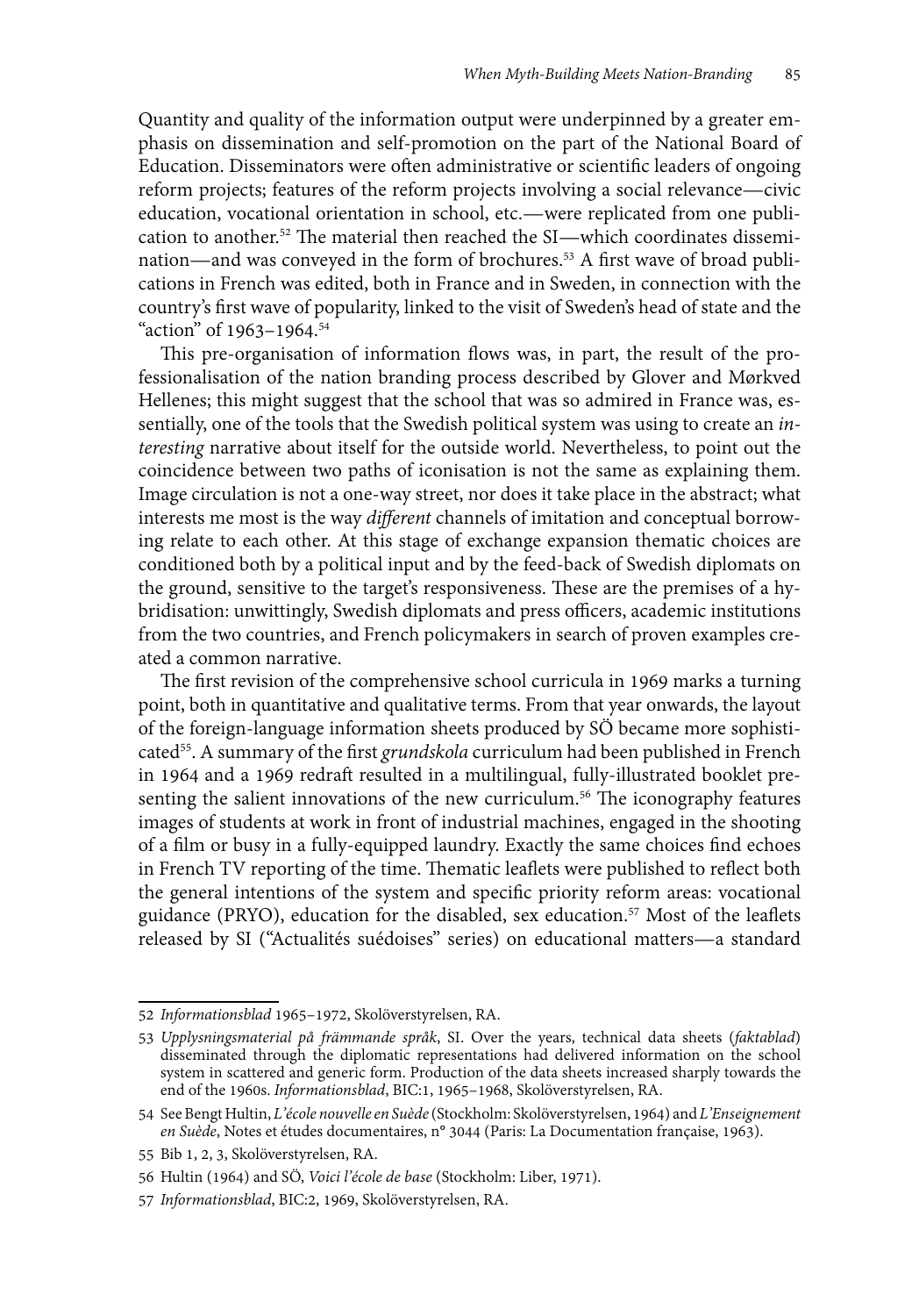Quantity and quality of the information output were underpinned by a greater emphasis on dissemination and self-promotion on the part of the National Board of Education. Disseminators were often administrative or scientific leaders of ongoing reform projects; features of the reform projects involving a social relevance—civic education, vocational orientation in school, etc.—were replicated from one publication to another.[52] The material then reached the SI—which coordinates dissemination—and was conveyed in the form of brochures.[53] A first wave of broad publications in French was edited, both in France and in Sweden, in connection with the country's first wave of popularity, linked to the visit of Sweden's head of state and the "action" of 1963–1964.[54]

This pre-organisation of information flows was, in part, the result of the professionalisation of the nation branding process described by Glover and Mørkved Hellenes; this might suggest that the school that was so admired in France was, essentially, one of the tools that the Swedish political system was using to create an *interesting* narrative about itself for the outside world. Nevertheless, to point out the coincidence between two paths of iconisation is not the same as explaining them. Image circulation is not a one-way street, nor does it take place in the abstract; what interests me most is the way *different* channels of imitation and conceptual borrowing relate to each other. At this stage of exchange expansion thematic choices are conditioned both by a political input and by the feed-back of Swedish diplomats on the ground, sensitive to the target's responsiveness. These are the premises of a hybridisation: unwittingly, Swedish diplomats and press officers, academic institutions from the two countries, and French policymakers in search of proven examples created a common narrative.

The first revision of the comprehensive school curricula in 1969 marks a turning point, both in quantitative and qualitative terms. From that year onwards, the layout of the foreign-language information sheets produced by SÖ became more sophisticated[55]. A summary of the first *grundskola* curriculum had been published in French in 1964 and a 1969 redraft resulted in a multilingual, fully-illustrated booklet presenting the salient innovations of the new curriculum.[56] The iconography features images of students at work in front of industrial machines, engaged in the shooting of a film or busy in a fully-equipped laundry. Exactly the same choices find echoes in French TV reporting of the time. Thematic leaflets were published to reflect both the general intentions of the system and specific priority reform areas: vocational guidance (PRYO), education for the disabled, sex education.[57] Most of the leaflets released by SI ("Actualités suédoises" series) on educational matters—a standard

---

52 *Informationsblad* 1965–1972, Skolöverstyrelsen, RA.

53 *Upplysningsmaterial på främmande språk*, SI. Over the years, technical data sheets (*faktablad*) disseminated through the diplomatic representations had delivered information on the school system in scattered and generic form. Production of the data sheets increased sharply towards the end of the 1960s. *Informationsblad*, BIC:1, 1965–1968, Skolöverstyrelsen, RA.

54 See Bengt Hultin, *L'école nouvelle en Suède* (Stockholm: Skolöverstyrelsen, 1964) and *L'Enseignement en Suède*, Notes et études documentaires, n° 3044 (Paris: La Documentation française, 1963).

55 Bib 1, 2, 3, Skolöverstyrelsen, RA.

56 Hultin (1964) and SÖ, *Voici l'école de base* (Stockholm: Liber, 1971).

57 *Informationsblad*, BIC:2, 1969, Skolöverstyrelsen, RA.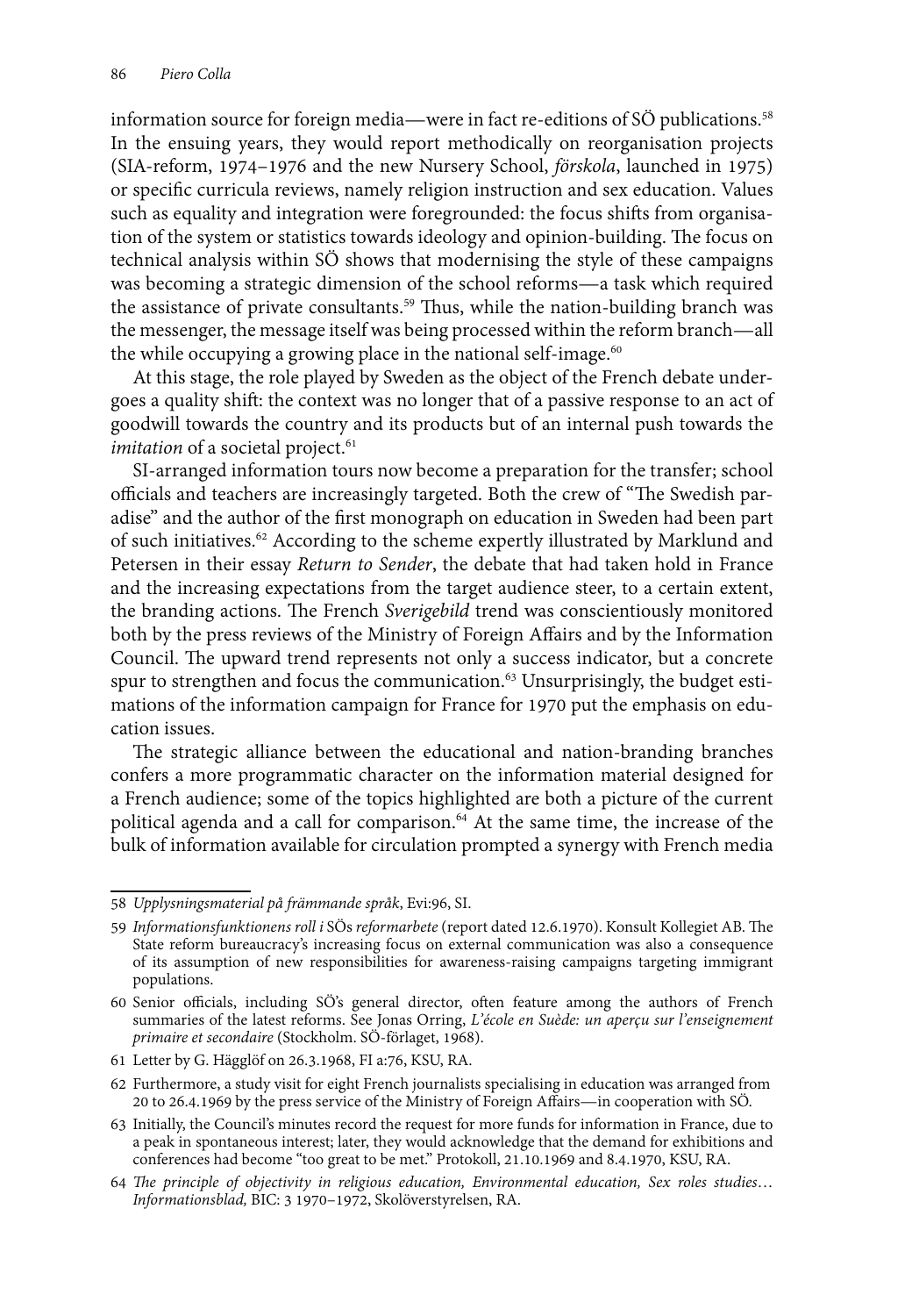information source for foreign media—were in fact re-editions of SÖ publications.[58] In the ensuing years, they would report methodically on reorganisation projects (SIA-reform, 1974–1976 and the new Nursery School, *förskola*, launched in 1975) or specific curricula reviews, namely religion instruction and sex education. Values such as equality and integration were foregrounded: the focus shifts from organisation of the system or statistics towards ideology and opinion-building. The focus on technical analysis within SÖ shows that modernising the style of these campaigns was becoming a strategic dimension of the school reforms—a task which required the assistance of private consultants.[59] Thus, while the nation-building branch was the messenger, the message itself was being processed within the reform branch—all the while occupying a growing place in the national self-image.[60]

At this stage, the role played by Sweden as the object of the French debate undergoes a quality shift: the context was no longer that of a passive response to an act of goodwill towards the country and its products but of an internal push towards the *imitation* of a societal project.[61]

SI-arranged information tours now become a preparation for the transfer; school officials and teachers are increasingly targeted. Both the crew of "The Swedish paradise" and the author of the first monograph on education in Sweden had been part of such initiatives.[62] According to the scheme expertly illustrated by Marklund and Petersen in their essay *Return to Sender*, the debate that had taken hold in France and the increasing expectations from the target audience steer, to a certain extent, the branding actions. The French *Sverigebild* trend was conscientiously monitored both by the press reviews of the Ministry of Foreign Affairs and by the Information Council. The upward trend represents not only a success indicator, but a concrete spur to strengthen and focus the communication.[63] Unsurprisingly, the budget estimations of the information campaign for France for 1970 put the emphasis on education issues.

The strategic alliance between the educational and nation-branding branches confers a more programmatic character on the information material designed for a French audience; some of the topics highlighted are both a picture of the current political agenda and a call for comparison.[64] At the same time, the increase of the bulk of information available for circulation prompted a synergy with French media

---

58 *Upplysningsmaterial på främmande språk*, Evi:96, SI.

59 *Informationsfunktionens roll i* SÖs *reformarbete* (report dated 12.6.1970). Konsult Kollegiet AB. The State reform bureaucracy's increasing focus on external communication was also a consequence of its assumption of new responsibilities for awareness-raising campaigns targeting immigrant populations.

60 Senior officials, including SÖ's general director, often feature among the authors of French summaries of the latest reforms. See Jonas Orring, *L'école en Suède: un aperçu sur l'enseignement primaire et secondaire* (Stockholm. SÖ-förlaget, 1968).

61 Letter by G. Hägglöf on 26.3.1968, FI a:76, KSU, RA.

62 Furthermore, a study visit for eight French journalists specialising in education was arranged from 20 to 26.4.1969 by the press service of the Ministry of Foreign Affairs—in cooperation with SÖ.

63 Initially, the Council's minutes record the request for more funds for information in France, due to a peak in spontaneous interest; later, they would acknowledge that the demand for exhibitions and conferences had become "too great to be met." Protokoll, 21.10.1969 and 8.4.1970, KSU, RA.

64 *The principle of objectivity in religious education, Environmental education, Sex roles studies… Informationsblad,* BIC: 3 1970–1972, Skolöverstyrelsen, RA.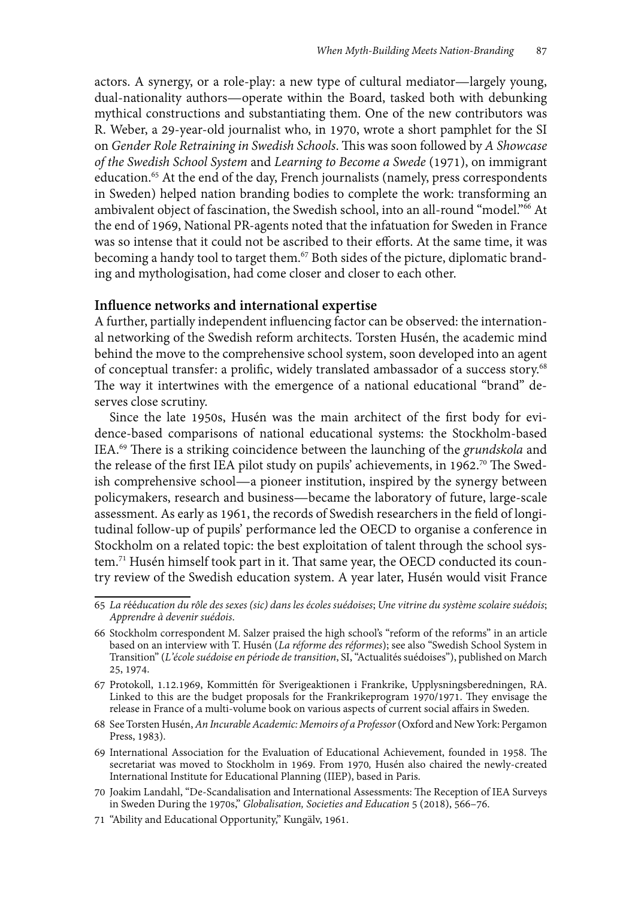actors. A synergy, or a role-play: a new type of cultural mediator—largely young, dual-nationality authors—operate within the Board, tasked both with debunking mythical constructions and substantiating them. One of the new contributors was R. Weber, a 29-year-old journalist who, in 1970, wrote a short pamphlet for the SI on *Gender Role Retraining in Swedish Schools*. This was soon followed by *A Showcase of the Swedish School System* and *Learning to Become a Swede* (1971), on immigrant education.[65] At the end of the day, French journalists (namely, press correspondents in Sweden) helped nation branding bodies to complete the work: transforming an ambivalent object of fascination, the Swedish school, into an all-round "model."[66] At the end of 1969, National PR-agents noted that the infatuation for Sweden in France was so intense that it could not be ascribed to their efforts. At the same time, it was becoming a handy tool to target them.[67] Both sides of the picture, diplomatic branding and mythologisation, had come closer and closer to each other.

## Influence networks and international expertise

A further, partially independent influencing factor can be observed: the international networking of the Swedish reform architects. Torsten Husén, the academic mind behind the move to the comprehensive school system, soon developed into an agent of conceptual transfer: a prolific, widely translated ambassador of a success story.[68] The way it intertwines with the emergence of a national educational "brand" deserves close scrutiny.

Since the late 1950s, Husén was the main architect of the first body for evidence-based comparisons of national educational systems: the Stockholm-based IEA.[69] There is a striking coincidence between the launching of the *grundskola* and the release of the first IEA pilot study on pupils' achievements, in 1962.[70] The Swedish comprehensive school—a pioneer institution, inspired by the synergy between policymakers, research and business—became the laboratory of future, large-scale assessment. As early as 1961, the records of Swedish researchers in the field of longitudinal follow-up of pupils' performance led the OECD to organise a conference in Stockholm on a related topic: the best exploitation of talent through the school system.[71] Husén himself took part in it. That same year, the OECD conducted its country review of the Swedish education system. A year later, Husén would visit France

---

65 *La rééducation du rôle des sexes (sic) dans les écoles suédoises*; *Une vitrine du système scolaire suédois*; *Apprendre à devenir suédois*.

66 Stockholm correspondent M. Salzer praised the high school's "reform of the reforms" in an article based on an interview with T. Husén (*La réforme des réformes*); see also "Swedish School System in Transition" (*L'école suédoise en période de transition*, SI, "Actualités suédoises"), published on March 25, 1974.

67 Protokoll, 1.12.1969, Kommittén för Sverigeaktionen i Frankrike, Upplysningsberedningen, RA. Linked to this are the budget proposals for the Frankrikeprogram 1970/1971. They envisage the release in France of a multi-volume book on various aspects of current social affairs in Sweden.

68 See Torsten Husén, *An Incurable Academic: Memoirs of a Professor* (Oxford and New York: Pergamon Press, 1983).

69 International Association for the Evaluation of Educational Achievement, founded in 1958. The secretariat was moved to Stockholm in 1969. From 1970, Husén also chaired the newly-created International Institute for Educational Planning (IIEP), based in Paris.

70 Joakim Landahl, "De-Scandalisation and International Assessments: The Reception of IEA Surveys in Sweden During the 1970s," *Globalisation, Societies and Education* 5 (2018), 566–76.

71 "Ability and Educational Opportunity," Kungälv, 1961.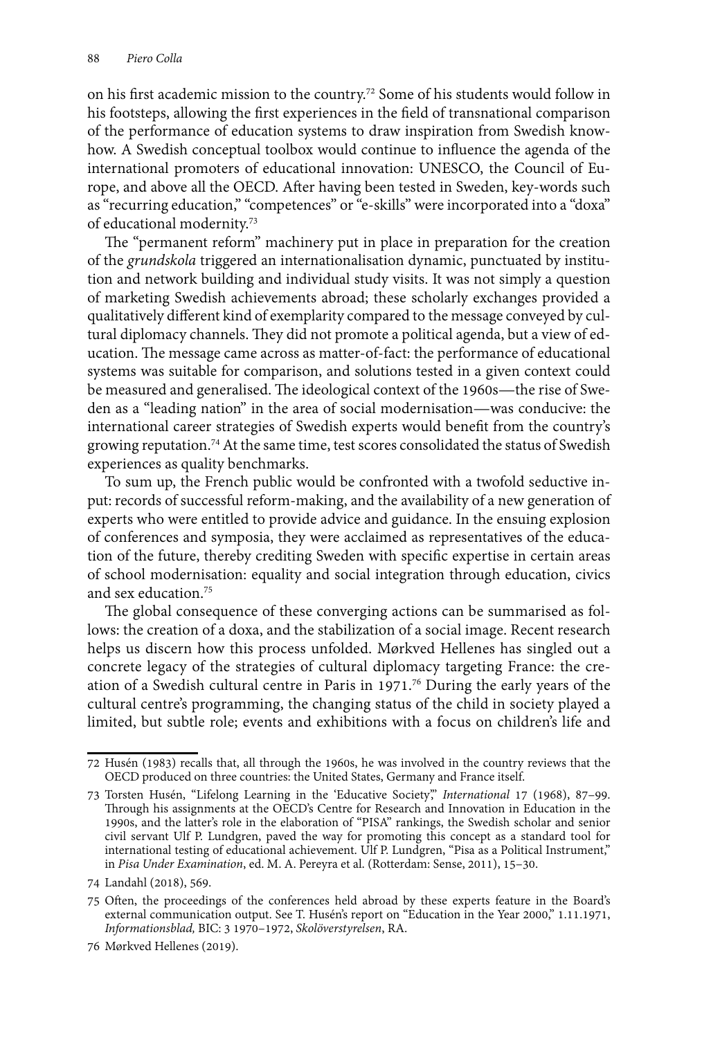on his first academic mission to the country.[72] Some of his students would follow in his footsteps, allowing the first experiences in the field of transnational comparison of the performance of education systems to draw inspiration from Swedish know-how. A Swedish conceptual toolbox would continue to influence the agenda of the international promoters of educational innovation: UNESCO, the Council of Europe, and above all the OECD. After having been tested in Sweden, key-words such as "recurring education," "competences" or "e-skills" were incorporated into a "doxa" of educational modernity.[73]

The "permanent reform" machinery put in place in preparation for the creation of the *grundskola* triggered an internationalisation dynamic, punctuated by institution and network building and individual study visits. It was not simply a question of marketing Swedish achievements abroad; these scholarly exchanges provided a qualitatively different kind of exemplarity compared to the message conveyed by cultural diplomacy channels. They did not promote a political agenda, but a view of education. The message came across as matter-of-fact: the performance of educational systems was suitable for comparison, and solutions tested in a given context could be measured and generalised. The ideological context of the 1960s—the rise of Sweden as a "leading nation" in the area of social modernisation—was conducive: the international career strategies of Swedish experts would benefit from the country's growing reputation.[74] At the same time, test scores consolidated the status of Swedish experiences as quality benchmarks.

To sum up, the French public would be confronted with a twofold seductive input: records of successful reform-making, and the availability of a new generation of experts who were entitled to provide advice and guidance. In the ensuing explosion of conferences and symposia, they were acclaimed as representatives of the education of the future, thereby crediting Sweden with specific expertise in certain areas of school modernisation: equality and social integration through education, civics and sex education.[75]

The global consequence of these converging actions can be summarised as follows: the creation of a doxa, and the stabilization of a social image. Recent research helps us discern how this process unfolded. Mørkved Hellenes has singled out a concrete legacy of the strategies of cultural diplomacy targeting France: the creation of a Swedish cultural centre in Paris in 1971.[76] During the early years of the cultural centre's programming, the changing status of the child in society played a limited, but subtle role; events and exhibitions with a focus on children's life and

---

72 Husén (1983) recalls that, all through the 1960s, he was involved in the country reviews that the OECD produced on three countries: the United States, Germany and France itself.

73 Torsten Husén, "Lifelong Learning in the 'Educative Society'," *International* 17 (1968), 87–99. Through his assignments at the OECD's Centre for Research and Innovation in Education in the 1990s, and the latter's role in the elaboration of "PISA" rankings, the Swedish scholar and senior civil servant Ulf P. Lundgren, paved the way for promoting this concept as a standard tool for international testing of educational achievement. Ulf P. Lundgren, "Pisa as a Political Instrument," in *Pisa Under Examination*, ed. M. A. Pereyra et al. (Rotterdam: Sense, 2011), 15–30.

74 Landahl (2018), 569.

75 Often, the proceedings of the conferences held abroad by these experts feature in the Board's external communication output. See T. Husén's report on "Education in the Year 2000," 1.11.1971, *Informationsblad,* BIC: 3 1970–1972, *Skolöverstyrelsen*, RA.

76 Mørkved Hellenes (2019).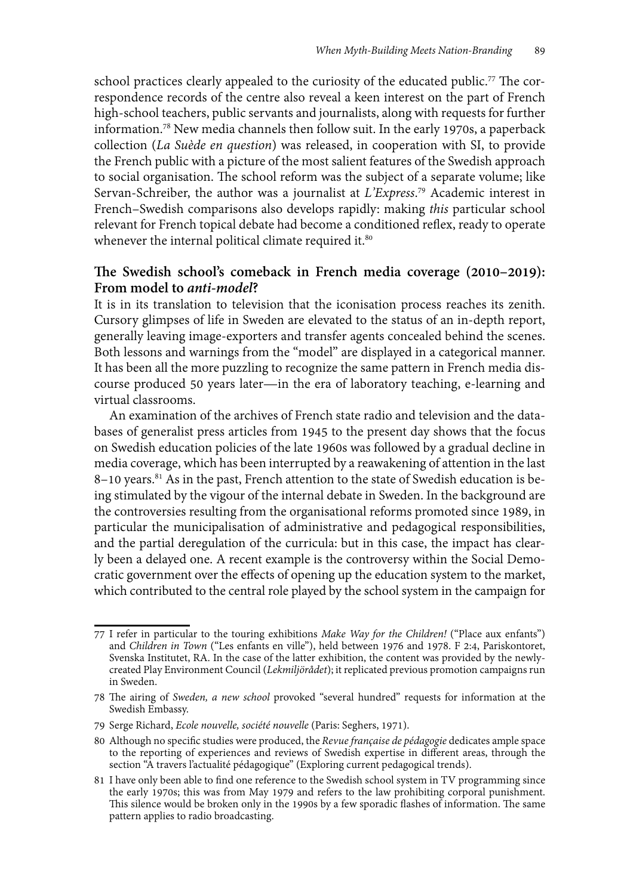school practices clearly appealed to the curiosity of the educated public.[77] The correspondence records of the centre also reveal a keen interest on the part of French high-school teachers, public servants and journalists, along with requests for further information.[78] New media channels then follow suit. In the early 1970s, a paperback collection (*La Suède en question*) was released, in cooperation with SI, to provide the French public with a picture of the most salient features of the Swedish approach to social organisation. The school reform was the subject of a separate volume; like Servan-Schreiber, the author was a journalist at *L'Express*.[79] Academic interest in French–Swedish comparisons also develops rapidly: making *this* particular school relevant for French topical debate had become a conditioned reflex, ready to operate whenever the internal political climate required it.[80]

## The Swedish school's comeback in French media coverage (2010–2019): From model to *anti-model*?

It is in its translation to television that the iconisation process reaches its zenith. Cursory glimpses of life in Sweden are elevated to the status of an in-depth report, generally leaving image-exporters and transfer agents concealed behind the scenes. Both lessons and warnings from the "model" are displayed in a categorical manner. It has been all the more puzzling to recognize the same pattern in French media discourse produced 50 years later—in the era of laboratory teaching, e-learning and virtual classrooms.

An examination of the archives of French state radio and television and the databases of generalist press articles from 1945 to the present day shows that the focus on Swedish education policies of the late 1960s was followed by a gradual decline in media coverage, which has been interrupted by a reawakening of attention in the last 8–10 years.[81] As in the past, French attention to the state of Swedish education is being stimulated by the vigour of the internal debate in Sweden. In the background are the controversies resulting from the organisational reforms promoted since 1989, in particular the municipalisation of administrative and pedagogical responsibilities, and the partial deregulation of the curricula: but in this case, the impact has clearly been a delayed one. A recent example is the controversy within the Social Democratic government over the effects of opening up the education system to the market, which contributed to the central role played by the school system in the campaign for

---

77 I refer in particular to the touring exhibitions *Make Way for the Children!* ("Place aux enfants") and *Children in Town* ("Les enfants en ville"), held between 1976 and 1978. F 2:4, Pariskontoret, Svenska Institutet, RA. In the case of the latter exhibition, the content was provided by the newly-created Play Environment Council (*Lekmiljörådet*); it replicated previous promotion campaigns run in Sweden.

78 The airing of *Sweden, a new school* provoked "several hundred" requests for information at the Swedish Embassy.

79 Serge Richard, *Ecole nouvelle, société nouvelle* (Paris: Seghers, 1971).

80 Although no specific studies were produced, the *Revue française de pédagogie* dedicates ample space to the reporting of experiences and reviews of Swedish expertise in different areas, through the section "A travers l'actualité pédagogique" (Exploring current pedagogical trends).

81 I have only been able to find one reference to the Swedish school system in TV programming since the early 1970s; this was from May 1979 and refers to the law prohibiting corporal punishment. This silence would be broken only in the 1990s by a few sporadic flashes of information. The same pattern applies to radio broadcasting.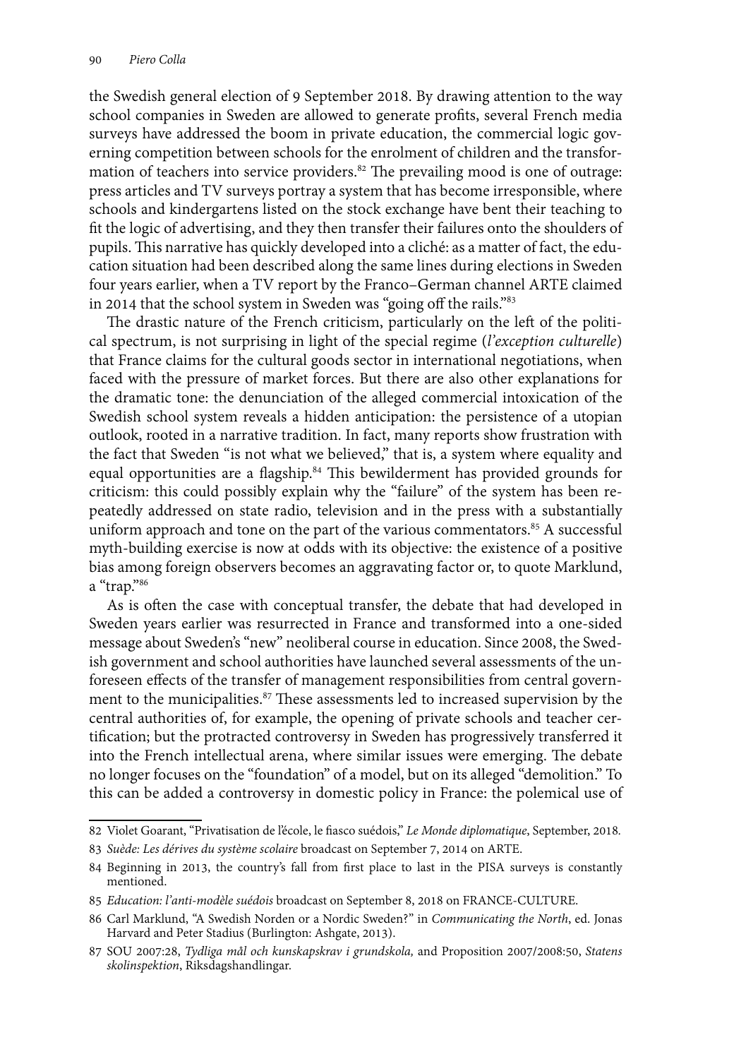the Swedish general election of 9 September 2018. By drawing attention to the way school companies in Sweden are allowed to generate profits, several French media surveys have addressed the boom in private education, the commercial logic governing competition between schools for the enrolment of children and the transformation of teachers into service providers.[82] The prevailing mood is one of outrage: press articles and TV surveys portray a system that has become irresponsible, where schools and kindergartens listed on the stock exchange have bent their teaching to fit the logic of advertising, and they then transfer their failures onto the shoulders of pupils. This narrative has quickly developed into a cliché: as a matter of fact, the education situation had been described along the same lines during elections in Sweden four years earlier, when a TV report by the Franco–German channel ARTE claimed in 2014 that the school system in Sweden was "going off the rails."[83]

The drastic nature of the French criticism, particularly on the left of the political spectrum, is not surprising in light of the special regime (*l'exception culturelle*) that France claims for the cultural goods sector in international negotiations, when faced with the pressure of market forces. But there are also other explanations for the dramatic tone: the denunciation of the alleged commercial intoxication of the Swedish school system reveals a hidden anticipation: the persistence of a utopian outlook, rooted in a narrative tradition. In fact, many reports show frustration with the fact that Sweden "is not what we believed," that is, a system where equality and equal opportunities are a flagship.[84] This bewilderment has provided grounds for criticism: this could possibly explain why the "failure" of the system has been repeatedly addressed on state radio, television and in the press with a substantially uniform approach and tone on the part of the various commentators.[85] A successful myth-building exercise is now at odds with its objective: the existence of a positive bias among foreign observers becomes an aggravating factor or, to quote Marklund, a "trap."[86]

As is often the case with conceptual transfer, the debate that had developed in Sweden years earlier was resurrected in France and transformed into a one-sided message about Sweden's "new" neoliberal course in education. Since 2008, the Swedish government and school authorities have launched several assessments of the unforeseen effects of the transfer of management responsibilities from central government to the municipalities.[87] These assessments led to increased supervision by the central authorities of, for example, the opening of private schools and teacher certification; but the protracted controversy in Sweden has progressively transferred it into the French intellectual arena, where similar issues were emerging. The debate no longer focuses on the "foundation" of a model, but on its alleged "demolition." To this can be added a controversy in domestic policy in France: the polemical use of

---

82 Violet Goarant, "Privatisation de l'école, le fiasco suédois," *Le Monde diplomatique*, September, 2018.

83 *Suède: Les dérives du système scolaire* broadcast on September 7, 2014 on ARTE.

84 Beginning in 2013, the country's fall from first place to last in the PISA surveys is constantly mentioned.

85 *Education: l'anti-modèle suédois* broadcast on September 8, 2018 on FRANCE-CULTURE.

86 Carl Marklund, "A Swedish Norden or a Nordic Sweden?" in *Communicating the North*, ed. Jonas Harvard and Peter Stadius (Burlington: Ashgate, 2013).

87 SOU 2007:28, *Tydliga mål och kunskapskrav i grundskola,* and Proposition 2007/2008:50, *Statens skolinspektion*, Riksdagshandlingar.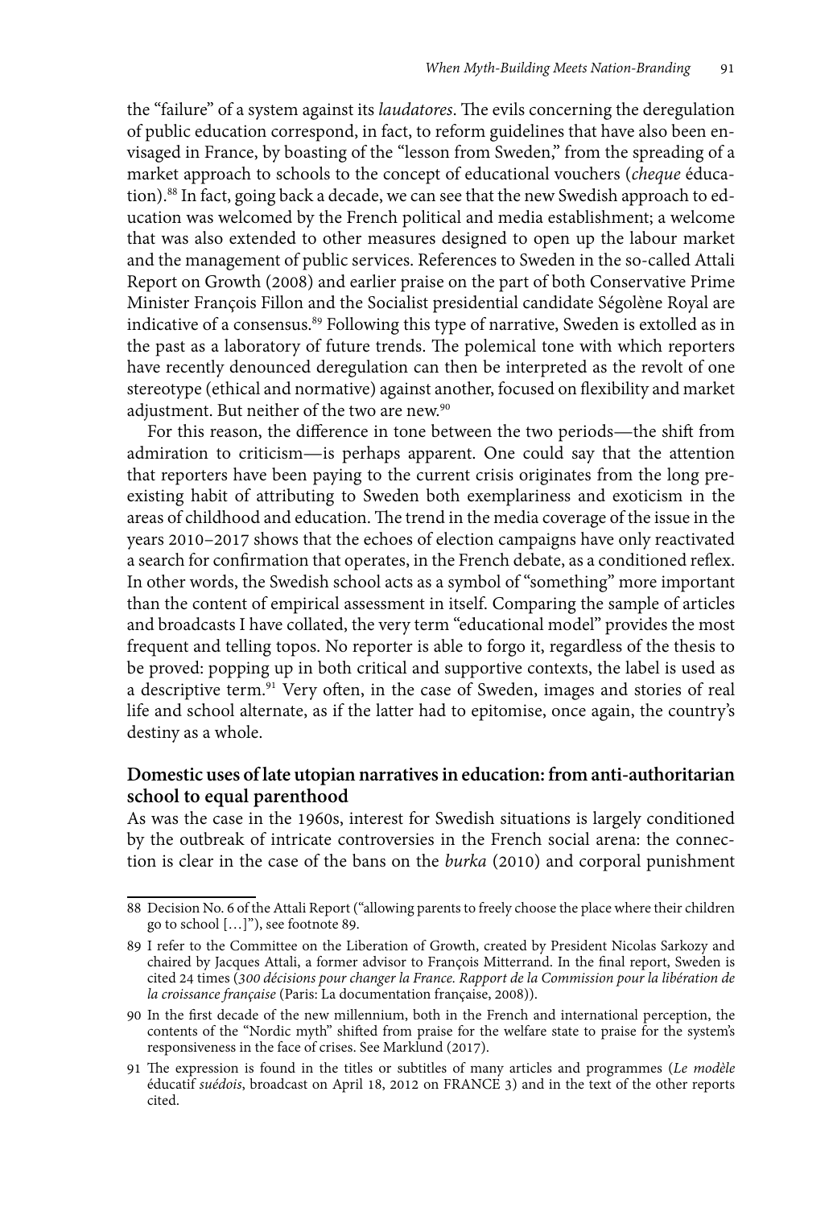the "failure" of a system against its *laudatores*. The evils concerning the deregulation of public education correspond, in fact, to reform guidelines that have also been envisaged in France, by boasting of the "lesson from Sweden," from the spreading of a market approach to schools to the concept of educational vouchers (*cheque* éducation).[88] In fact, going back a decade, we can see that the new Swedish approach to education was welcomed by the French political and media establishment; a welcome that was also extended to other measures designed to open up the labour market and the management of public services. References to Sweden in the so-called Attali Report on Growth (2008) and earlier praise on the part of both Conservative Prime Minister François Fillon and the Socialist presidential candidate Ségolène Royal are indicative of a consensus.[89] Following this type of narrative, Sweden is extolled as in the past as a laboratory of future trends. The polemical tone with which reporters have recently denounced deregulation can then be interpreted as the revolt of one stereotype (ethical and normative) against another, focused on flexibility and market adjustment. But neither of the two are new.[90]

For this reason, the difference in tone between the two periods—the shift from admiration to criticism—is perhaps apparent. One could say that the attention that reporters have been paying to the current crisis originates from the long pre-existing habit of attributing to Sweden both exemplariness and exoticism in the areas of childhood and education. The trend in the media coverage of the issue in the years 2010–2017 shows that the echoes of election campaigns have only reactivated a search for confirmation that operates, in the French debate, as a conditioned reflex. In other words, the Swedish school acts as a symbol of "something" more important than the content of empirical assessment in itself. Comparing the sample of articles and broadcasts I have collated, the very term "educational model" provides the most frequent and telling topos. No reporter is able to forgo it, regardless of the thesis to be proved: popping up in both critical and supportive contexts, the label is used as a descriptive term.[91] Very often, in the case of Sweden, images and stories of real life and school alternate, as if the latter had to epitomise, once again, the country's destiny as a whole.

### Domestic uses of late utopian narratives in education: from anti-authoritarian school to equal parenthood

As was the case in the 1960s, interest for Swedish situations is largely conditioned by the outbreak of intricate controversies in the French social arena: the connection is clear in the case of the bans on the *burka* (2010) and corporal punishment

---

88 Decision No. 6 of the Attali Report ("allowing parents to freely choose the place where their children go to school […]"), see footnote 89.

89 I refer to the Committee on the Liberation of Growth, created by President Nicolas Sarkozy and chaired by Jacques Attali, a former advisor to François Mitterrand. In the final report, Sweden is cited 24 times (*300 décisions pour changer la France. Rapport de la Commission pour la libération de la croissance française* (Paris: La documentation française, 2008)).

90 In the first decade of the new millennium, both in the French and international perception, the contents of the "Nordic myth" shifted from praise for the welfare state to praise for the system's responsiveness in the face of crises. See Marklund (2017).

91 The expression is found in the titles or subtitles of many articles and programmes (*Le modèle* éducatif *suédois*, broadcast on April 18, 2012 on FRANCE 3) and in the text of the other reports cited.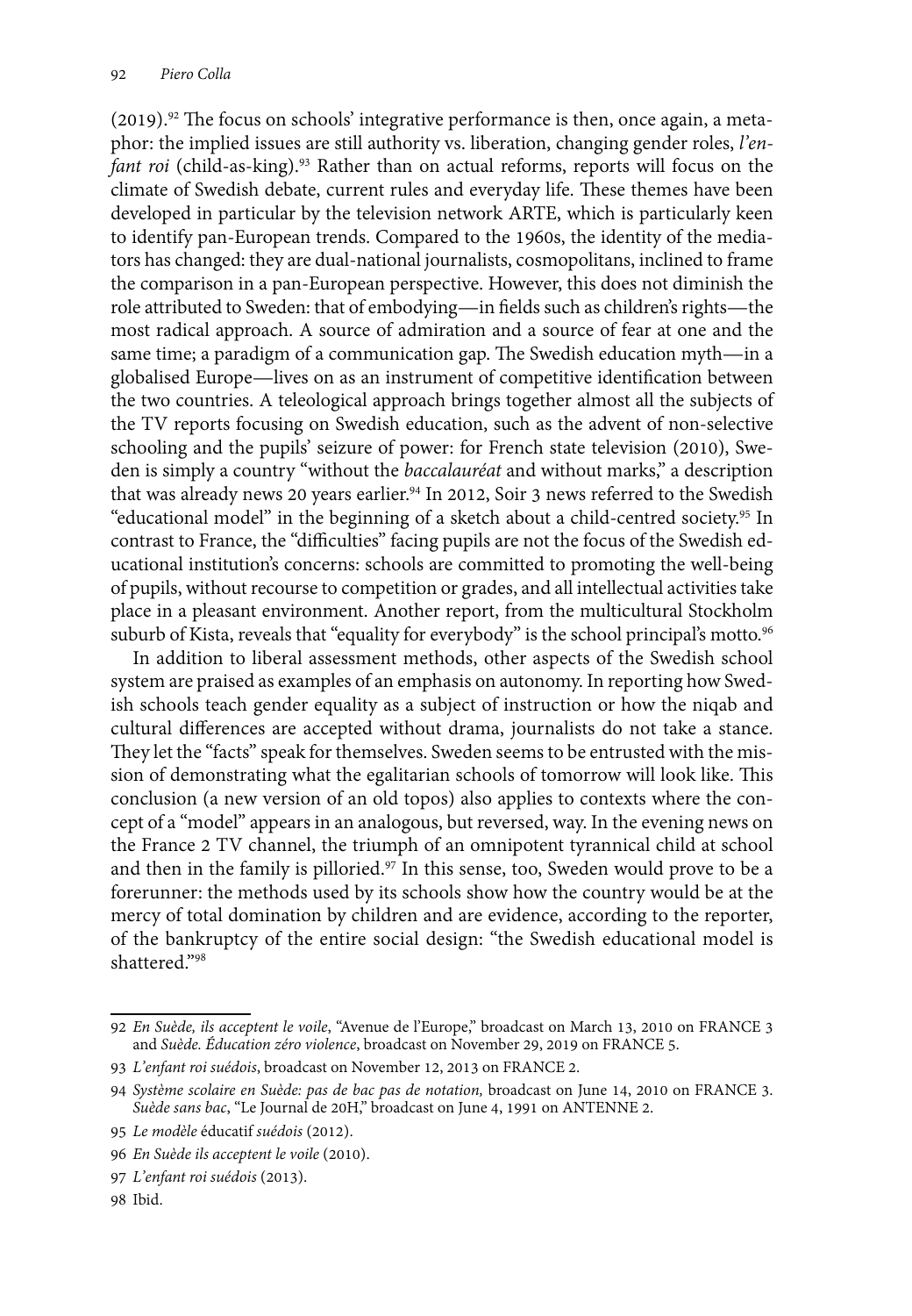(2019).[92] The focus on schools' integrative performance is then, once again, a metaphor: the implied issues are still authority vs. liberation, changing gender roles, *l'enfant roi* (child-as-king).[93] Rather than on actual reforms, reports will focus on the climate of Swedish debate, current rules and everyday life. These themes have been developed in particular by the television network ARTE, which is particularly keen to identify pan-European trends. Compared to the 1960s, the identity of the mediators has changed: they are dual-national journalists, cosmopolitans, inclined to frame the comparison in a pan-European perspective. However, this does not diminish the role attributed to Sweden: that of embodying—in fields such as children's rights—the most radical approach. A source of admiration and a source of fear at one and the same time; a paradigm of a communication gap. The Swedish education myth—in a globalised Europe—lives on as an instrument of competitive identification between the two countries. A teleological approach brings together almost all the subjects of the TV reports focusing on Swedish education, such as the advent of non-selective schooling and the pupils' seizure of power: for French state television (2010), Sweden is simply a country "without the *baccalauréat* and without marks," a description that was already news 20 years earlier.[94] In 2012, Soir 3 news referred to the Swedish "educational model" in the beginning of a sketch about a child-centred society.[95] In contrast to France, the "difficulties" facing pupils are not the focus of the Swedish educational institution's concerns: schools are committed to promoting the well-being of pupils, without recourse to competition or grades, and all intellectual activities take place in a pleasant environment. Another report, from the multicultural Stockholm suburb of Kista, reveals that "equality for everybody" is the school principal's motto.[96]

In addition to liberal assessment methods, other aspects of the Swedish school system are praised as examples of an emphasis on autonomy. In reporting how Swedish schools teach gender equality as a subject of instruction or how the niqab and cultural differences are accepted without drama, journalists do not take a stance. They let the "facts" speak for themselves. Sweden seems to be entrusted with the mission of demonstrating what the egalitarian schools of tomorrow will look like. This conclusion (a new version of an old topos) also applies to contexts where the concept of a "model" appears in an analogous, but reversed, way. In the evening news on the France 2 TV channel, the triumph of an omnipotent tyrannical child at school and then in the family is pilloried.[97] In this sense, too, Sweden would prove to be a forerunner: the methods used by its schools show how the country would be at the mercy of total domination by children and are evidence, according to the reporter, of the bankruptcy of the entire social design: "the Swedish educational model is shattered."[98]

---

92 *En Suède, ils acceptent le voile*, "Avenue de l'Europe," broadcast on March 13, 2010 on FRANCE 3 and *Suède. Éducation zéro violence*, broadcast on November 29, 2019 on FRANCE 5.

93 *L'enfant roi suédois*, broadcast on November 12, 2013 on FRANCE 2.

94 *Système scolaire en Suède: pas de bac pas de notation,* broadcast on June 14, 2010 on FRANCE 3. *Suède sans bac*, "Le Journal de 20H," broadcast on June 4, 1991 on ANTENNE 2.

95 *Le modèle* éducatif *suédois* (2012).

96 *En Suède ils acceptent le voile* (2010).

97 *L'enfant roi suédois* (2013).

98 Ibid.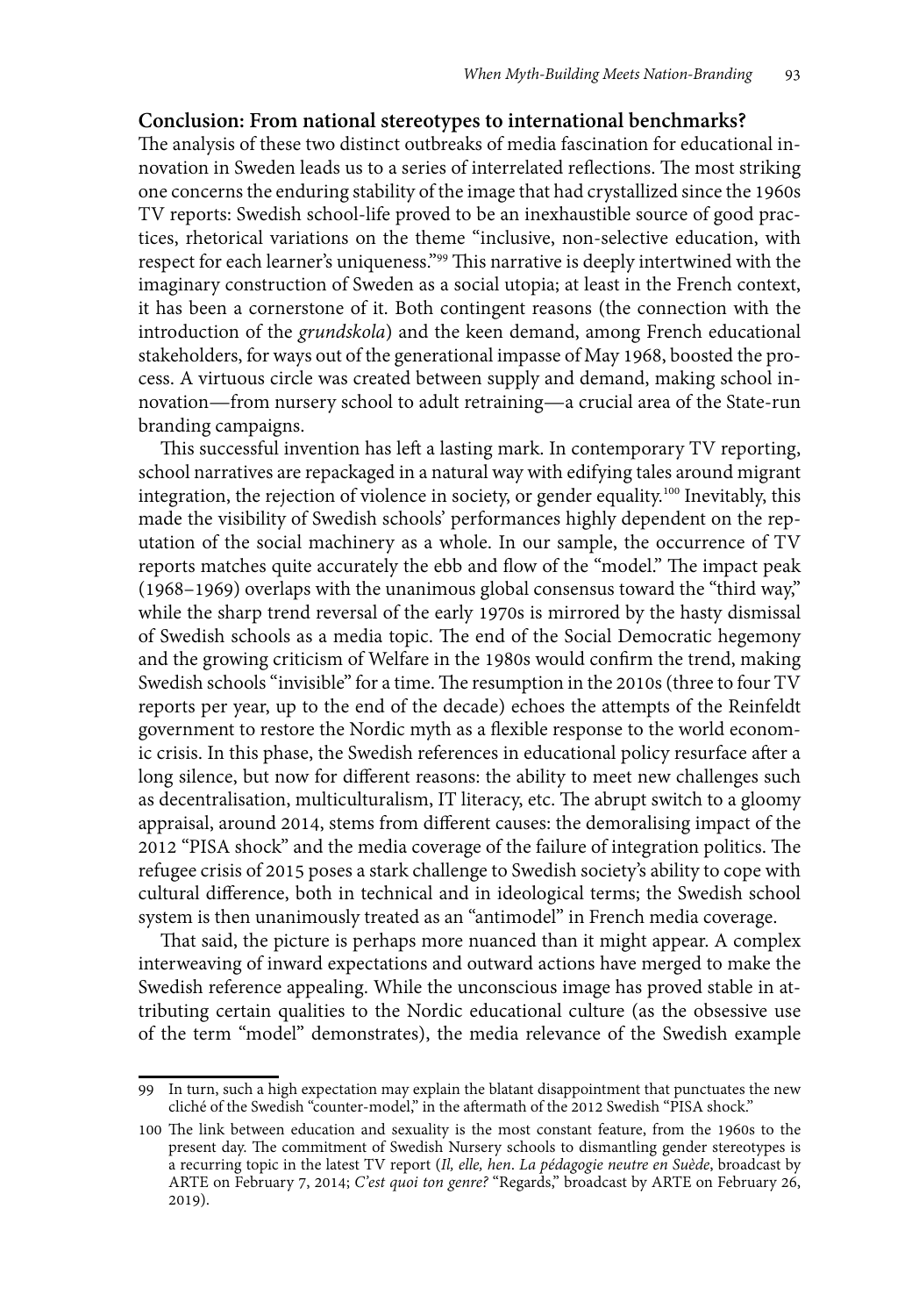## Conclusion: From national stereotypes to international benchmarks?

The analysis of these two distinct outbreaks of media fascination for educational innovation in Sweden leads us to a series of interrelated reflections. The most striking one concerns the enduring stability of the image that had crystallized since the 1960s TV reports: Swedish school-life proved to be an inexhaustible source of good practices, rhetorical variations on the theme "inclusive, non-selective education, with respect for each learner's uniqueness."[99] This narrative is deeply intertwined with the imaginary construction of Sweden as a social utopia; at least in the French context, it has been a cornerstone of it. Both contingent reasons (the connection with the introduction of the *grundskola*) and the keen demand, among French educational stakeholders, for ways out of the generational impasse of May 1968, boosted the process. A virtuous circle was created between supply and demand, making school innovation—from nursery school to adult retraining—a crucial area of the State-run branding campaigns.

This successful invention has left a lasting mark. In contemporary TV reporting, school narratives are repackaged in a natural way with edifying tales around migrant integration, the rejection of violence in society, or gender equality.[100] Inevitably, this made the visibility of Swedish schools' performances highly dependent on the reputation of the social machinery as a whole. In our sample, the occurrence of TV reports matches quite accurately the ebb and flow of the "model." The impact peak (1968–1969) overlaps with the unanimous global consensus toward the "third way," while the sharp trend reversal of the early 1970s is mirrored by the hasty dismissal of Swedish schools as a media topic. The end of the Social Democratic hegemony and the growing criticism of Welfare in the 1980s would confirm the trend, making Swedish schools "invisible" for a time. The resumption in the 2010s (three to four TV reports per year, up to the end of the decade) echoes the attempts of the Reinfeldt government to restore the Nordic myth as a flexible response to the world economic crisis. In this phase, the Swedish references in educational policy resurface after a long silence, but now for different reasons: the ability to meet new challenges such as decentralisation, multiculturalism, IT literacy, etc. The abrupt switch to a gloomy appraisal, around 2014, stems from different causes: the demoralising impact of the 2012 "PISA shock" and the media coverage of the failure of integration politics. The refugee crisis of 2015 poses a stark challenge to Swedish society's ability to cope with cultural difference, both in technical and in ideological terms; the Swedish school system is then unanimously treated as an "antimodel" in French media coverage.

That said, the picture is perhaps more nuanced than it might appear. A complex interweaving of inward expectations and outward actions have merged to make the Swedish reference appealing. While the unconscious image has proved stable in attributing certain qualities to the Nordic educational culture (as the obsessive use of the term "model" demonstrates), the media relevance of the Swedish example

---

99 In turn, such a high expectation may explain the blatant disappointment that punctuates the new cliché of the Swedish "counter-model," in the aftermath of the 2012 Swedish "PISA shock."

100 The link between education and sexuality is the most constant feature, from the 1960s to the present day. The commitment of Swedish Nursery schools to dismantling gender stereotypes is a recurring topic in the latest TV report (*Il, elle, hen. La pédagogie neutre en Suède*, broadcast by ARTE on February 7, 2014; *C'est quoi ton genre?* "Regards," broadcast by ARTE on February 26, 2019).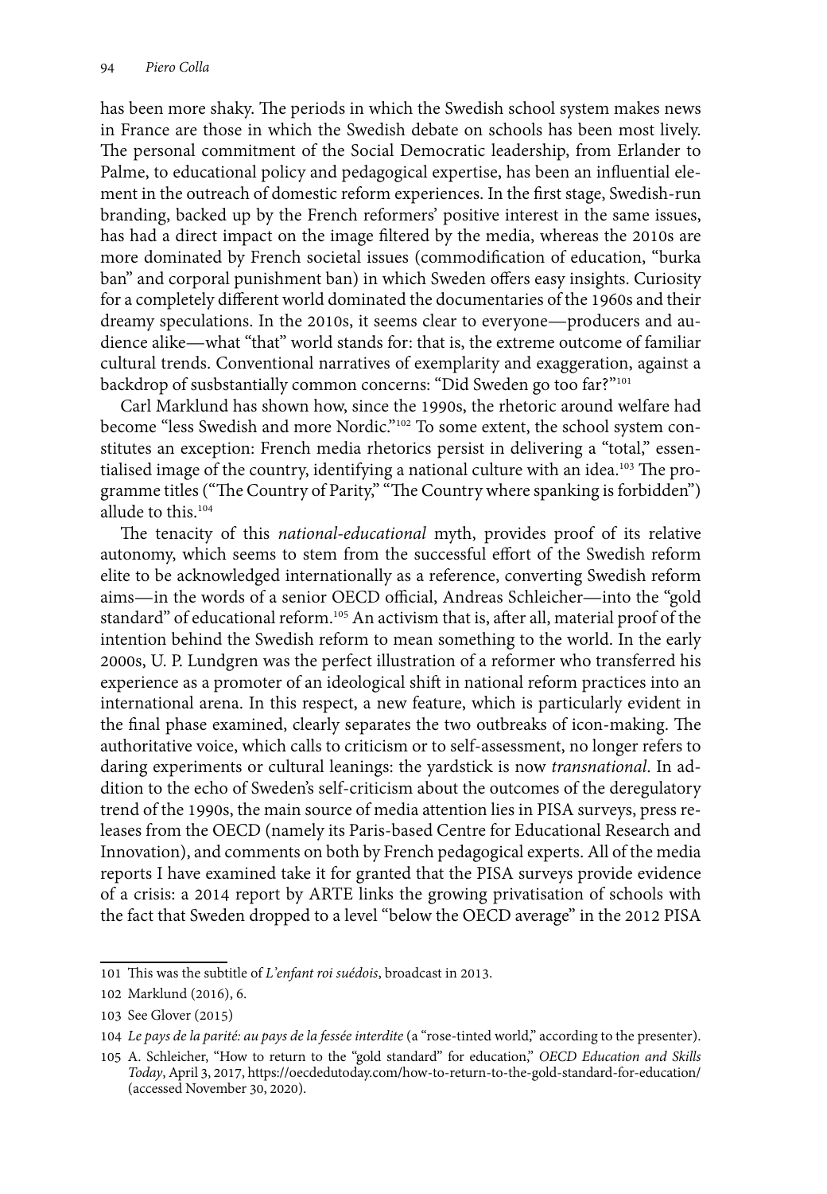has been more shaky. The periods in which the Swedish school system makes news in France are those in which the Swedish debate on schools has been most lively. The personal commitment of the Social Democratic leadership, from Erlander to Palme, to educational policy and pedagogical expertise, has been an influential element in the outreach of domestic reform experiences. In the first stage, Swedish-run branding, backed up by the French reformers' positive interest in the same issues, has had a direct impact on the image filtered by the media, whereas the 2010s are more dominated by French societal issues (commodification of education, "burka ban" and corporal punishment ban) in which Sweden offers easy insights. Curiosity for a completely different world dominated the documentaries of the 1960s and their dreamy speculations. In the 2010s, it seems clear to everyone—producers and audience alike—what "that" world stands for: that is, the extreme outcome of familiar cultural trends. Conventional narratives of exemplarity and exaggeration, against a backdrop of susbstantially common concerns: "Did Sweden go too far?"[101]

Carl Marklund has shown how, since the 1990s, the rhetoric around welfare had become "less Swedish and more Nordic."[102] To some extent, the school system constitutes an exception: French media rhetorics persist in delivering a "total," essentialised image of the country, identifying a national culture with an idea.[103] The programme titles ("The Country of Parity," "The Country where spanking is forbidden") allude to this.[104]

The tenacity of this *national-educational* myth, provides proof of its relative autonomy, which seems to stem from the successful effort of the Swedish reform elite to be acknowledged internationally as a reference, converting Swedish reform aims—in the words of a senior OECD official, Andreas Schleicher—into the "gold standard" of educational reform.[105] An activism that is, after all, material proof of the intention behind the Swedish reform to mean something to the world. In the early 2000s, U. P. Lundgren was the perfect illustration of a reformer who transferred his experience as a promoter of an ideological shift in national reform practices into an international arena. In this respect, a new feature, which is particularly evident in the final phase examined, clearly separates the two outbreaks of icon-making. The authoritative voice, which calls to criticism or to self-assessment, no longer refers to daring experiments or cultural leanings: the yardstick is now *transnational*. In addition to the echo of Sweden's self-criticism about the outcomes of the deregulatory trend of the 1990s, the main source of media attention lies in PISA surveys, press releases from the OECD (namely its Paris-based Centre for Educational Research and Innovation), and comments on both by French pedagogical experts. All of the media reports I have examined take it for granted that the PISA surveys provide evidence of a crisis: a 2014 report by ARTE links the growing privatisation of schools with the fact that Sweden dropped to a level "below the OECD average" in the 2012 PISA

---

101 This was the subtitle of *L'enfant roi suédois*, broadcast in 2013.

102 Marklund (2016), 6.

103 See Glover (2015)

104 *Le pays de la parité: au pays de la fessée interdite* (a "rose-tinted world," according to the presenter).

105 A. Schleicher, "How to return to the "gold standard" for education," *OECD Education and Skills Today*, April 3, 2017, https://oecdedutoday.com/how-to-return-to-the-gold-standard-for-education/ (accessed November 30, 2020).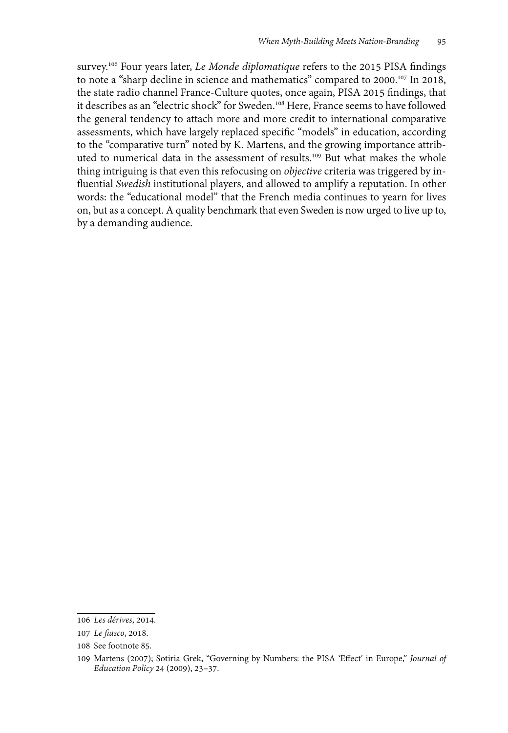survey.[106] Four years later, *Le Monde diplomatique* refers to the 2015 PISA findings to note a "sharp decline in science and mathematics" compared to 2000.[107] In 2018, the state radio channel France-Culture quotes, once again, PISA 2015 findings, that it describes as an "electric shock" for Sweden.[108] Here, France seems to have followed the general tendency to attach more and more credit to international comparative assessments, which have largely replaced specific "models" in education, according to the "comparative turn" noted by K. Martens, and the growing importance attributed to numerical data in the assessment of results.[109] But what makes the whole thing intriguing is that even this refocusing on *objective* criteria was triggered by influential *Swedish* institutional players, and allowed to amplify a reputation. In other words: the "educational model" that the French media continues to yearn for lives on, but as a concept. A quality benchmark that even Sweden is now urged to live up to, by a demanding audience.

---

106 *Les dérives*, 2014.

107 *Le fiasco*, 2018.

108 See footnote 85.

109 Martens (2007); Sotiria Grek, "Governing by Numbers: the PISA 'Effect' in Europe," *Journal of Education Policy* 24 (2009), 23–37.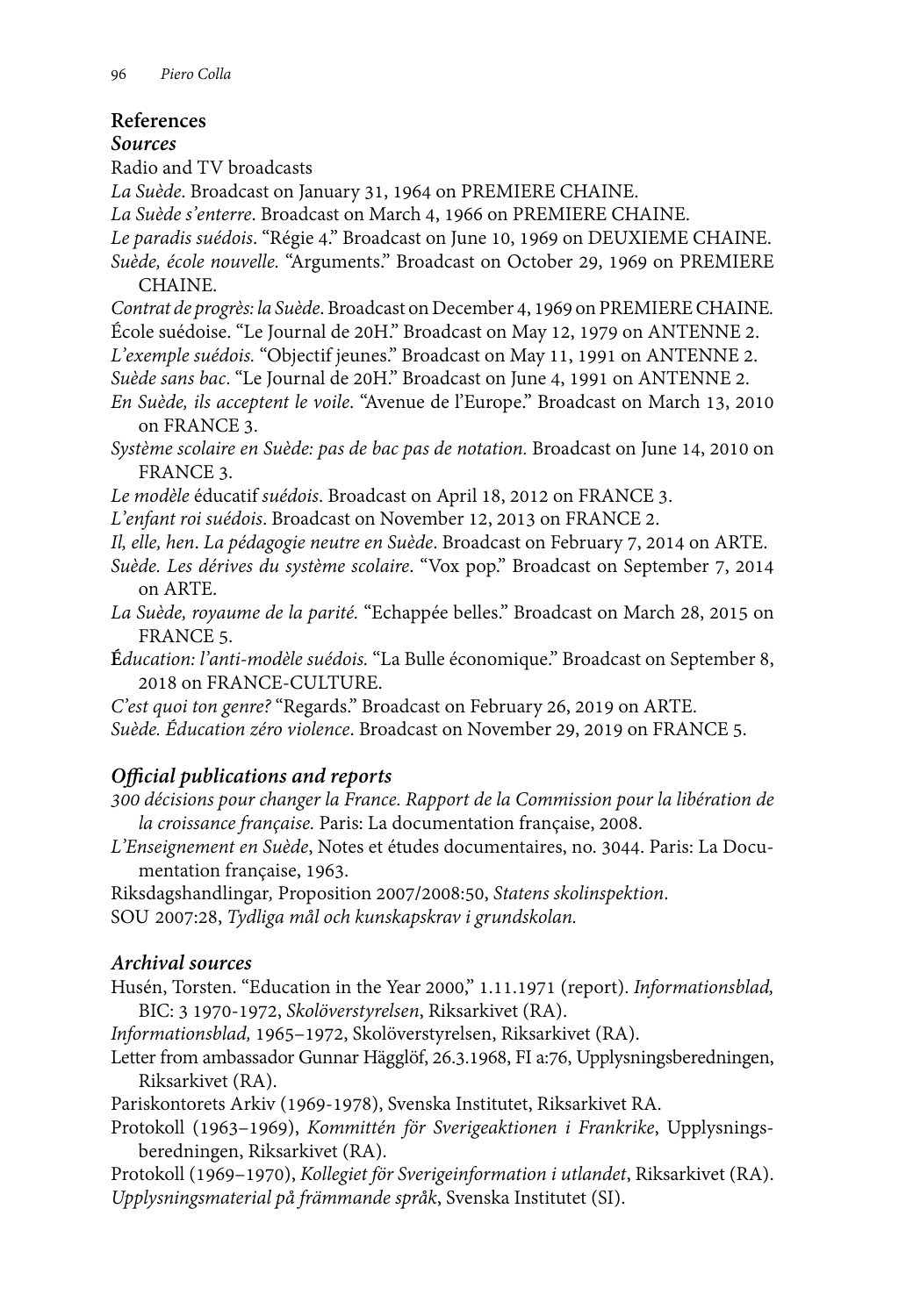## References

### *Sources*

Radio and TV broadcasts

*La Suède*. Broadcast on January 31, 1964 on PREMIERE CHAINE.

*La Suède s'enterre*. Broadcast on March 4, 1966 on PREMIERE CHAINE.

*Le paradis suédois*. "Régie 4." Broadcast on June 10, 1969 on DEUXIEME CHAINE.

*Suède, école nouvelle.* "Arguments." Broadcast on October 29, 1969 on PREMIERE CHAINE.

*Contrat de progrès: la Suède*. Broadcast on December 4, 1969 on PREMIERE CHAINE.

École suédoise. "Le Journal de 20H." Broadcast on May 12, 1979 on ANTENNE 2.

*L'exemple suédois.* "Objectif jeunes." Broadcast on May 11, 1991 on ANTENNE 2.

*Suède sans bac*. "Le Journal de 20H." Broadcast on June 4, 1991 on ANTENNE 2.

*En Suède, ils acceptent le voile*. "Avenue de l'Europe." Broadcast on March 13, 2010 on FRANCE 3.

*Système scolaire en Suède: pas de bac pas de notation.* Broadcast on June 14, 2010 on FRANCE 3.

*Le modèle* éducatif *suédois*. Broadcast on April 18, 2012 on FRANCE 3.

*L'enfant roi suédois*. Broadcast on November 12, 2013 on FRANCE 2.

*Il, elle, hen*. *La pédagogie neutre en Suède*. Broadcast on February 7, 2014 on ARTE.

*Suède. Les dérives du système scolaire*. "Vox pop." Broadcast on September 7, 2014 on ARTE.

*La Suède, royaume de la parité.* "Echappée belles." Broadcast on March 28, 2015 on FRANCE 5.

**É***ducation: l'anti-modèle suédois.* "La Bulle économique." Broadcast on September 8, 2018 on FRANCE-CULTURE.

*C'est quoi ton genre?* "Regards." Broadcast on February 26, 2019 on ARTE.

*Suède. Éducation zéro violence*. Broadcast on November 29, 2019 on FRANCE 5.

### *Official publications and reports*

*300 décisions pour changer la France. Rapport de la Commission pour la libération de la croissance française.* Paris: La documentation française, 2008.

*L'Enseignement en Suède*, Notes et études documentaires, no. 3044. Paris: La Documentation française, 1963.

Riksdagshandlingar*,* Proposition 2007/2008:50, *Statens skolinspektion*.

SOU 2007:28, *Tydliga mål och kunskapskrav i grundskolan.*

### *Archival sources*

Husén, Torsten. "Education in the Year 2000," 1.11.1971 (report). *Informationsblad,* BIC: 3 1970-1972, *Skolöverstyrelsen*, Riksarkivet (RA).

*Informationsblad,* 1965–1972, Skolöverstyrelsen, Riksarkivet (RA).

Letter from ambassador Gunnar Hägglöf, 26.3.1968, FI a:76, Upplysningsberedningen, Riksarkivet (RA).

Pariskontorets Arkiv (1969-1978), Svenska Institutet, Riksarkivet RA.

Protokoll (1963–1969), *Kommittén för Sverigeaktionen i Frankrike*, Upplysningsberedningen, Riksarkivet (RA).

Protokoll (1969–1970), *Kollegiet för Sverigeinformation i utlandet*, Riksarkivet (RA).

*Upplysningsmaterial på främmande språk*, Svenska Institutet (SI).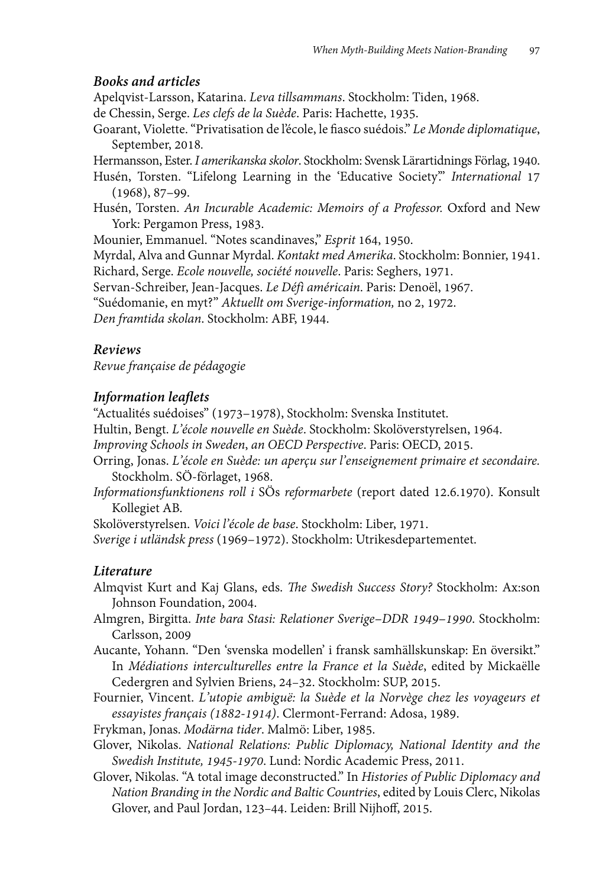### *Books and articles*

Apelqvist-Larsson, Katarina. *Leva tillsammans*. Stockholm: Tiden, 1968.

de Chessin, Serge. *Les clefs de la Suède*. Paris: Hachette, 1935.

Goarant, Violette. "Privatisation de l'école, le fiasco suédois." *Le Monde diplomatique*, September, 2018.

Hermansson, Ester. *I amerikanska skolor*. Stockholm: Svensk Lärartidnings Förlag, 1940.

Husén, Torsten. "Lifelong Learning in the 'Educative Society'." *International* 17 (1968), 87–99.

Husén, Torsten. *An Incurable Academic: Memoirs of a Professor.* Oxford and New York: Pergamon Press, 1983.

Mounier, Emmanuel. "Notes scandinaves," *Esprit* 164, 1950.

Myrdal, Alva and Gunnar Myrdal. *Kontakt med Amerika*. Stockholm: Bonnier, 1941.

Richard, Serge. *Ecole nouvelle, société nouvelle*. Paris: Seghers, 1971.

Servan-Schreiber, Jean-Jacques. *Le Défi américain*. Paris: Denoël, 1967.

"Suédomanie, en myt?" *Aktuellt om Sverige-information,* no 2, 1972.

*Den framtida skolan*. Stockholm: ABF, 1944.

### *Reviews*

*Revue française de pédagogie*

### *Information leaflets*

"Actualités suédoises" (1973–1978), Stockholm: Svenska Institutet.

Hultin, Bengt. *L'école nouvelle en Suède*. Stockholm: Skolöverstyrelsen, 1964.

*Improving Schools in Sweden, an OECD Perspective*. Paris: OECD, 2015.

Orring, Jonas. *L'école en Suède: un aperçu sur l'enseignement primaire et secondaire.* Stockholm. SÖ-förlaget, 1968.

*Informationsfunktionens roll i* SÖs *reformarbete* (report dated 12.6.1970). Konsult Kollegiet AB.

Skolöverstyrelsen. *Voici l'école de base*. Stockholm: Liber, 1971.

*Sverige i utländsk press* (1969–1972). Stockholm: Utrikesdepartementet.

### *Literature*

Almqvist Kurt and Kaj Glans, eds. *The Swedish Success Story?* Stockholm: Ax:son Johnson Foundation, 2004.

Almgren, Birgitta. *Inte bara Stasi: Relationer Sverige–DDR 1949–1990*. Stockholm: Carlsson, 2009

Aucante, Yohann. "Den 'svenska modellen' i fransk samhällskunskap: En översikt." In *Médiations interculturelles entre la France et la Suède*, edited by Mickaëlle Cedergren and Sylvien Briens, 24–32. Stockholm: SUP, 2015.

Fournier, Vincent. *L'utopie ambiguë: la Suède et la Norvège chez les voyageurs et essayistes français (1882-1914)*. Clermont-Ferrand: Adosa, 1989.

Frykman, Jonas. *Modärna tider*. Malmö: Liber, 1985.

Glover, Nikolas. *National Relations: Public Diplomacy, National Identity and the Swedish Institute, 1945-1970*. Lund: Nordic Academic Press, 2011.

Glover, Nikolas. "A total image deconstructed." In *Histories of Public Diplomacy and Nation Branding in the Nordic and Baltic Countries*, edited by Louis Clerc, Nikolas Glover, and Paul Jordan, 123–44. Leiden: Brill Nijhoff, 2015.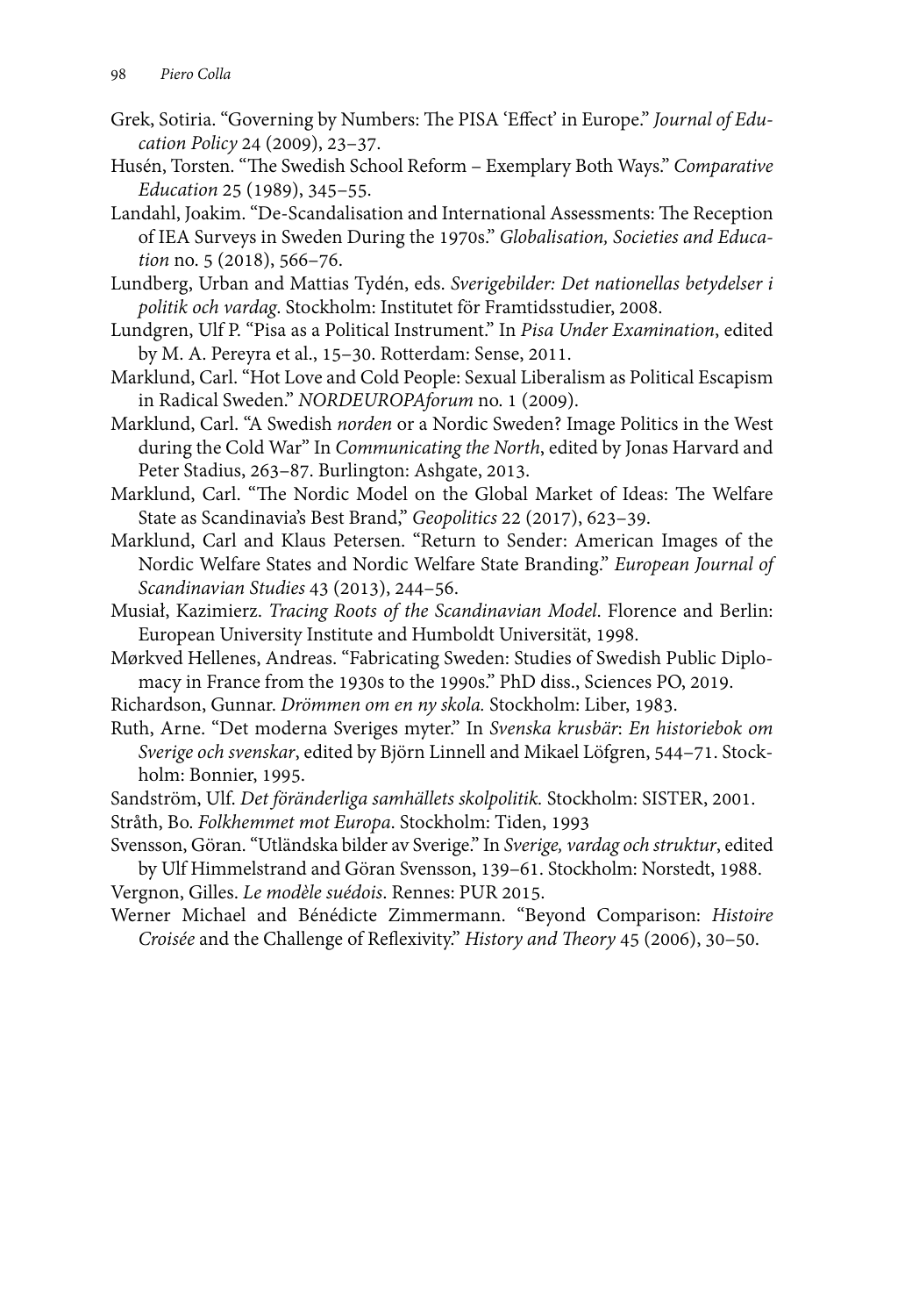Grek, Sotiria. "Governing by Numbers: The PISA 'Effect' in Europe." *Journal of Education Policy* 24 (2009), 23–37.

Husén, Torsten. "The Swedish School Reform – Exemplary Both Ways." *Comparative Education* 25 (1989), 345–55.

Landahl, Joakim. "De-Scandalisation and International Assessments: The Reception of IEA Surveys in Sweden During the 1970s." *Globalisation, Societies and Education* no. 5 (2018), 566–76.

Lundberg, Urban and Mattias Tydén, eds. *Sverigebilder: Det nationellas betydelser i politik och vardag*. Stockholm: Institutet för Framtidsstudier, 2008.

Lundgren, Ulf P. "Pisa as a Political Instrument." In *Pisa Under Examination*, edited by M. A. Pereyra et al., 15–30. Rotterdam: Sense, 2011.

Marklund, Carl. "Hot Love and Cold People: Sexual Liberalism as Political Escapism in Radical Sweden." *NORDEUROPAforum* no. 1 (2009).

Marklund, Carl. "A Swedish *norden* or a Nordic Sweden? Image Politics in the West during the Cold War" In *Communicating the North*, edited by Jonas Harvard and Peter Stadius, 263–87. Burlington: Ashgate, 2013.

Marklund, Carl. "The Nordic Model on the Global Market of Ideas: The Welfare State as Scandinavia's Best Brand," *Geopolitics* 22 (2017), 623–39.

Marklund, Carl and Klaus Petersen. "Return to Sender: American Images of the Nordic Welfare States and Nordic Welfare State Branding." *European Journal of Scandinavian Studies* 43 (2013), 244–56.

Musiał, Kazimierz. *Tracing Roots of the Scandinavian Model*. Florence and Berlin: European University Institute and Humboldt Universität, 1998.

Mørkved Hellenes, Andreas. "Fabricating Sweden: Studies of Swedish Public Diplomacy in France from the 1930s to the 1990s." PhD diss., Sciences PO, 2019.

Richardson, Gunnar. *Drömmen om en ny skola.* Stockholm: Liber, 1983.

Ruth, Arne. "Det moderna Sveriges myter." In *Svenska krusbär*: *En historiebok om Sverige och svenskar*, edited by Björn Linnell and Mikael Löfgren, 544–71. Stockholm: Bonnier, 1995.

Sandström, Ulf. *Det föränderliga samhällets skolpolitik.* Stockholm: SISTER, 2001.

Stråth, Bo. *Folkhemmet mot Europa*. Stockholm: Tiden, 1993

Svensson, Göran. "Utländska bilder av Sverige." In *Sverige, vardag och struktur*, edited by Ulf Himmelstrand and Göran Svensson, 139–61. Stockholm: Norstedt, 1988.

Vergnon, Gilles. *Le modèle suédois*. Rennes: PUR 2015.

Werner Michael and Bénédicte Zimmermann. "Beyond Comparison: *Histoire Croisée* and the Challenge of Reflexivity." *History and Theory* 45 (2006), 30–50.